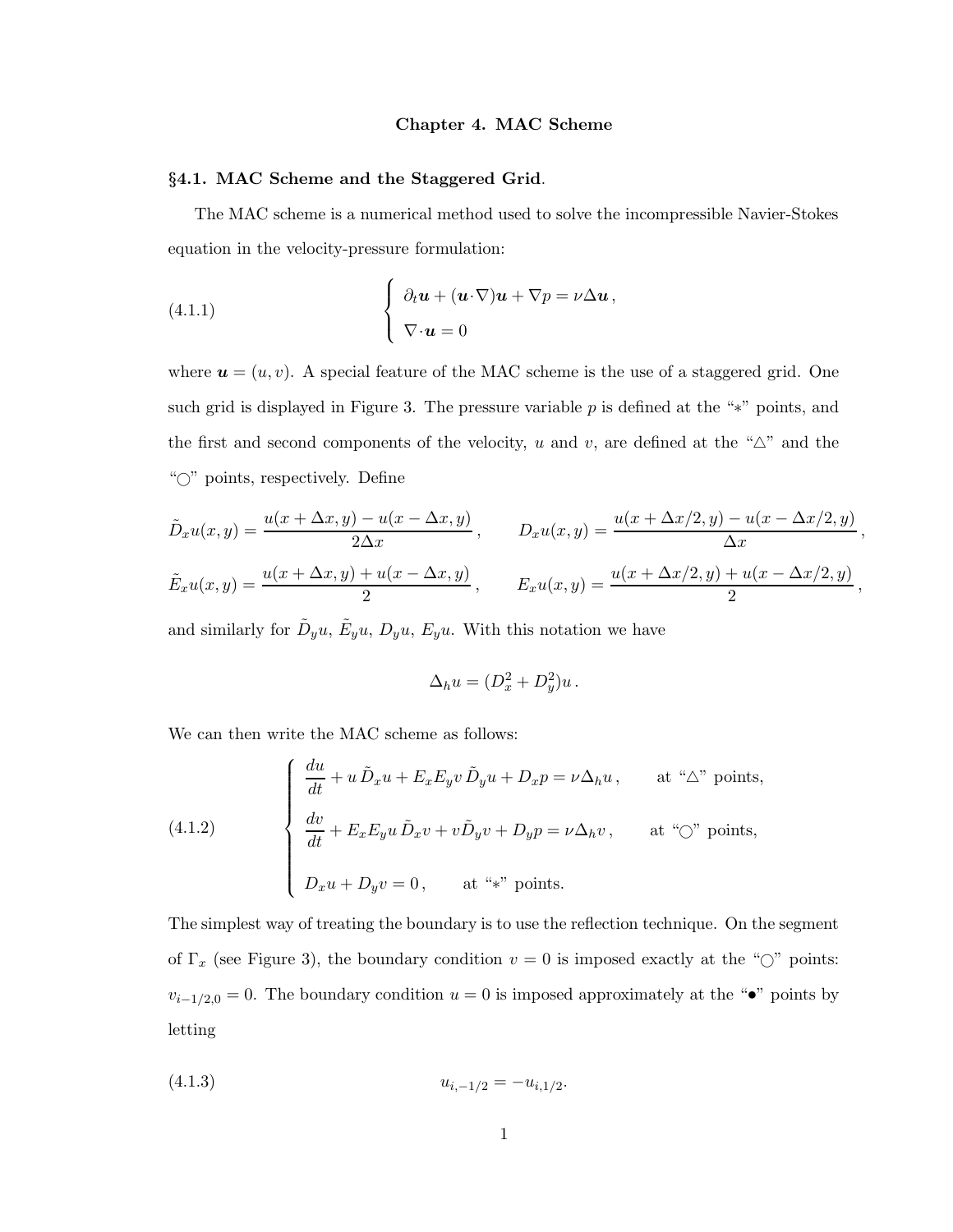# Chapter 4. MAC Scheme

## §4.1. MAC Scheme and the Staggered Grid.

The MAC scheme is a numerical method used to solve the incompressible Navier-Stokes equation in the velocity-pressure formulation:

$$
\begin{cases} \partial_t \boldsymbol{u} + (\boldsymbol{u}\cdot\nabla)\boldsymbol{u} + \nabla p = \nu\Delta\boldsymbol{u}\,, \\ \nabla\cdot\boldsymbol{u} = 0 \end{cases} \tag{4.1.1}
$$

where $\boldsymbol{u} = (u, v)$. A special feature of the MAC scheme is the use of a staggered grid. One such grid is displayed in Figure 3. The pressure variable $p$ is defined at the "$*$" points, and the first and second components of the velocity, $u$ and $v$, are defined at the "$\triangle$" and the "$\bigcirc$" points, respectively. Define

$$
\tilde{D}_x u(x,y) = \frac{u(x+\Delta x, y) - u(x-\Delta x, y)}{2\Delta x}\,, \qquad D_x u(x,y) = \frac{u(x+\Delta x/2, y) - u(x-\Delta x/2, y)}{\Delta x}\,,
$$

$$
\tilde{E}_x u(x,y) = \frac{u(x+\Delta x, y) + u(x-\Delta x, y)}{2}\,, \qquad E_x u(x,y) = \frac{u(x+\Delta x/2, y) + u(x-\Delta x/2, y)}{2}\,,
$$

and similarly for $\tilde{D}_y u$, $\tilde{E}_y u$, $D_y u$, $E_y u$. With this notation we have

$$
\Delta_h u = (D_x^2 + D_y^2)u\,.
$$

We can then write the MAC scheme as follows:

$$
\begin{cases} \dfrac{du}{dt} + u\,\tilde{D}_x u + E_x E_y v\,\tilde{D}_y u + D_x p = \nu\Delta_h u\,, & \text{at "}\triangle\text{" points,} \\[2ex] \dfrac{dv}{dt} + E_x E_y u\,\tilde{D}_x v + v\tilde{D}_y v + D_y p = \nu\Delta_h v\,, & \text{at "}\bigcirc\text{" points,} \\[2ex] D_x u + D_y v = 0\,, & \text{at "}*\text{" points.} \end{cases} \tag{4.1.2}
$$

The simplest way of treating the boundary is to use the reflection technique. On the segment of $\Gamma_x$ (see Figure 3), the boundary condition $v = 0$ is imposed exactly at the "$\bigcirc$" points: $v_{i-1/2,0} = 0$. The boundary condition $u = 0$ is imposed approximately at the "$\bullet$" points by letting

$$
u_{i,-1/2} = -u_{i,1/2}. \tag{4.1.3}
$$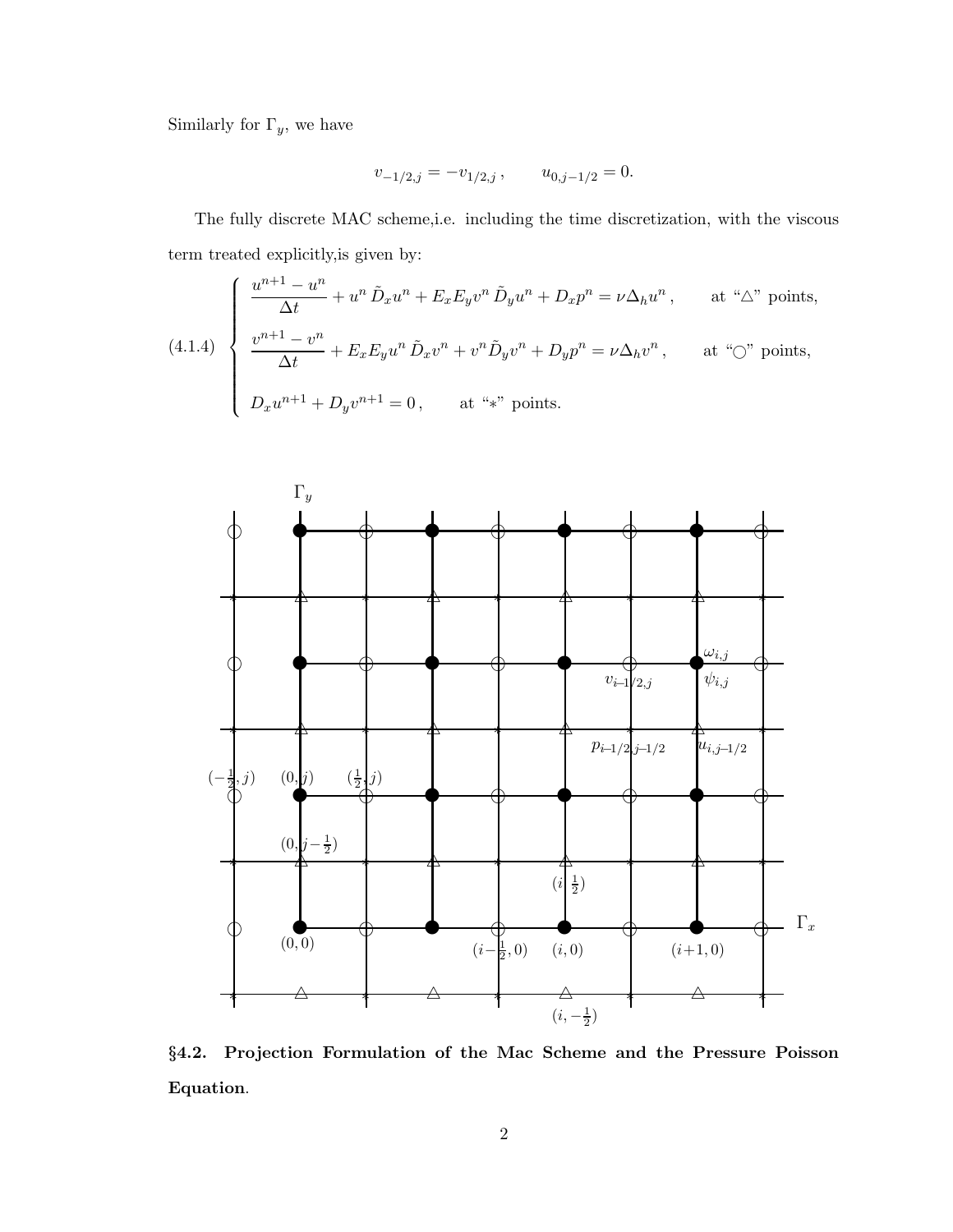Similarly for $\Gamma_y$, we have

$$v_{-1/2,j} = -v_{1/2,j}\,, \qquad u_{0,j-1/2} = 0.$$

The fully discrete MAC scheme,i.e. including the time discretization, with the viscous term treated explicitly,is given by:

$$(4.1.4)\quad \begin{cases} \dfrac{u^{n+1}-u^n}{\Delta t} + u^n\,\tilde{D}_x u^n + E_x E_y v^n\,\tilde{D}_y u^n + D_x p^n = \nu \Delta_h u^n\,, & \text{at "}\triangle\text{" points,} \\[2ex] \dfrac{v^{n+1}-v^n}{\Delta t} + E_x E_y u^n\,\tilde{D}_x v^n + v^n \tilde{D}_y v^n + D_y p^n = \nu \Delta_h v^n\,, & \text{at "}\bigcirc\text{" points,} \\[2ex] D_x u^{n+1} + D_y v^{n+1} = 0\,, & \text{at "}*\text{" points.} \end{cases}$$

## §4.2. Projection Formulation of the Mac Scheme and the Pressure Poisson Equation.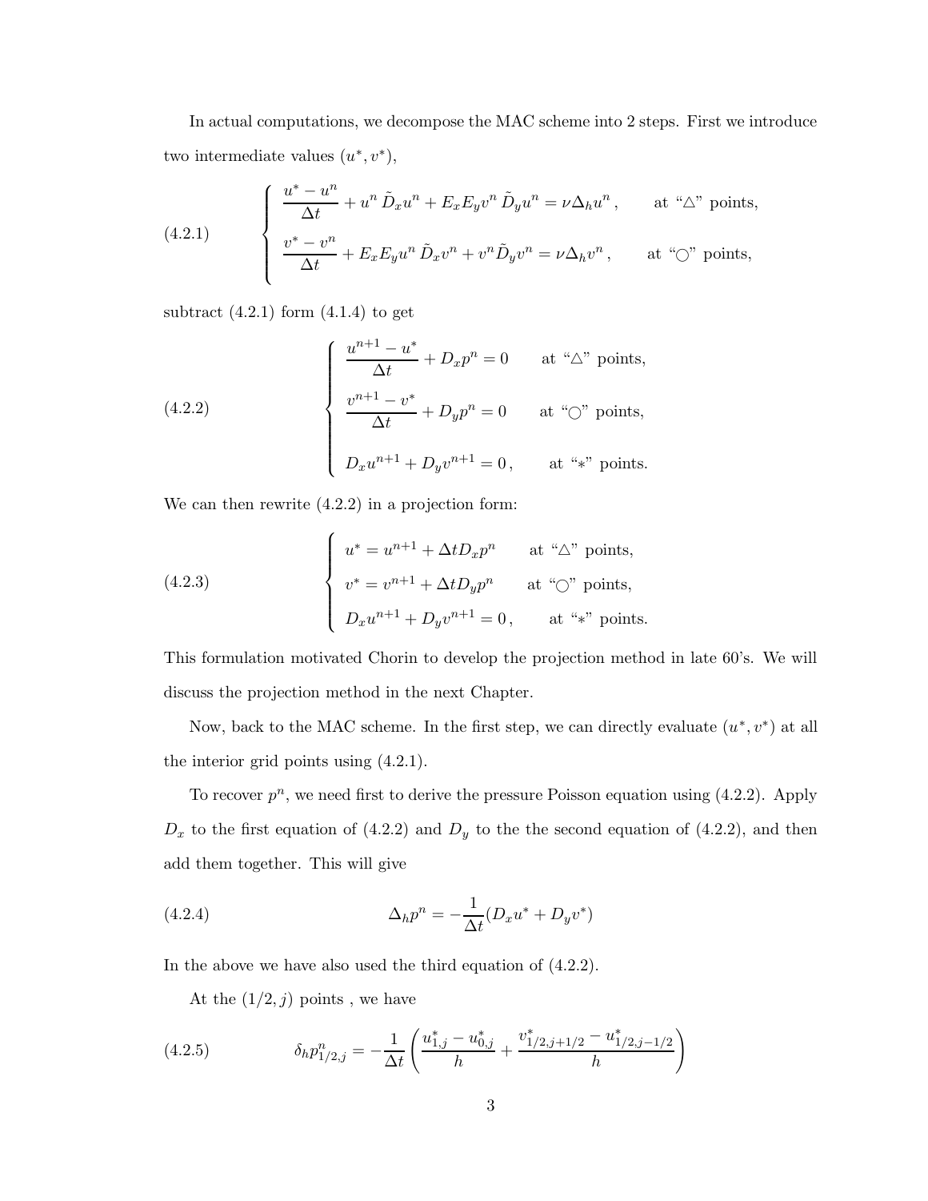In actual computations, we decompose the MAC scheme into 2 steps. First we introduce two intermediate values $(u^*, v^*)$,

$$
(4.2.1) \qquad \begin{cases} \dfrac{u^* - u^n}{\Delta t} + u^n \, \tilde{D}_x u^n + E_x E_y v^n \, \tilde{D}_y u^n = \nu \Delta_h u^n \,, & \text{at “}\triangle\text{” points,} \\[2ex] \dfrac{v^* - v^n}{\Delta t} + E_x E_y u^n \, \tilde{D}_x v^n + v^n \tilde{D}_y v^n = \nu \Delta_h v^n \,, & \text{at “}\bigcirc\text{” points,} \end{cases}
$$

subtract (4.2.1) form (4.1.4) to get

$$
(4.2.2) \qquad \begin{cases} \dfrac{u^{n+1} - u^*}{\Delta t} + D_x p^n = 0 & \text{at “}\triangle\text{” points,} \\[2ex] \dfrac{v^{n+1} - v^*}{\Delta t} + D_y p^n = 0 & \text{at “}\bigcirc\text{” points,} \\[2ex] D_x u^{n+1} + D_y v^{n+1} = 0 \,, & \text{at “}*\text{” points.} \end{cases}
$$

We can then rewrite (4.2.2) in a projection form:

$$
(4.2.3) \qquad \begin{cases} u^* = u^{n+1} + \Delta t D_x p^n & \text{at “}\triangle\text{” points,} \\ v^* = v^{n+1} + \Delta t D_y p^n & \text{at “}\bigcirc\text{” points,} \\ D_x u^{n+1} + D_y v^{n+1} = 0 \,, & \text{at “}*\text{” points.} \end{cases}
$$

This formulation motivated Chorin to develop the projection method in late 60's. We will discuss the projection method in the next Chapter.

Now, back to the MAC scheme. In the first step, we can directly evaluate $(u^*, v^*)$ at all the interior grid points using (4.2.1).

To recover $p^n$, we need first to derive the pressure Poisson equation using (4.2.2). Apply $D_x$ to the first equation of (4.2.2) and $D_y$ to the the second equation of (4.2.2), and then add them together. This will give

$$
(4.2.4) \qquad \Delta_h p^n = -\frac{1}{\Delta t}(D_x u^* + D_y v^*)
$$

In the above we have also used the third equation of (4.2.2).

At the $(1/2, j)$ points , we have

$$
(4.2.5) \qquad \delta_h p^n_{1/2,j} = -\frac{1}{\Delta t}\left( \frac{u^*_{1,j} - u^*_{0,j}}{h} + \frac{v^*_{1/2,j+1/2} - u^*_{1/2,j-1/2}}{h} \right)
$$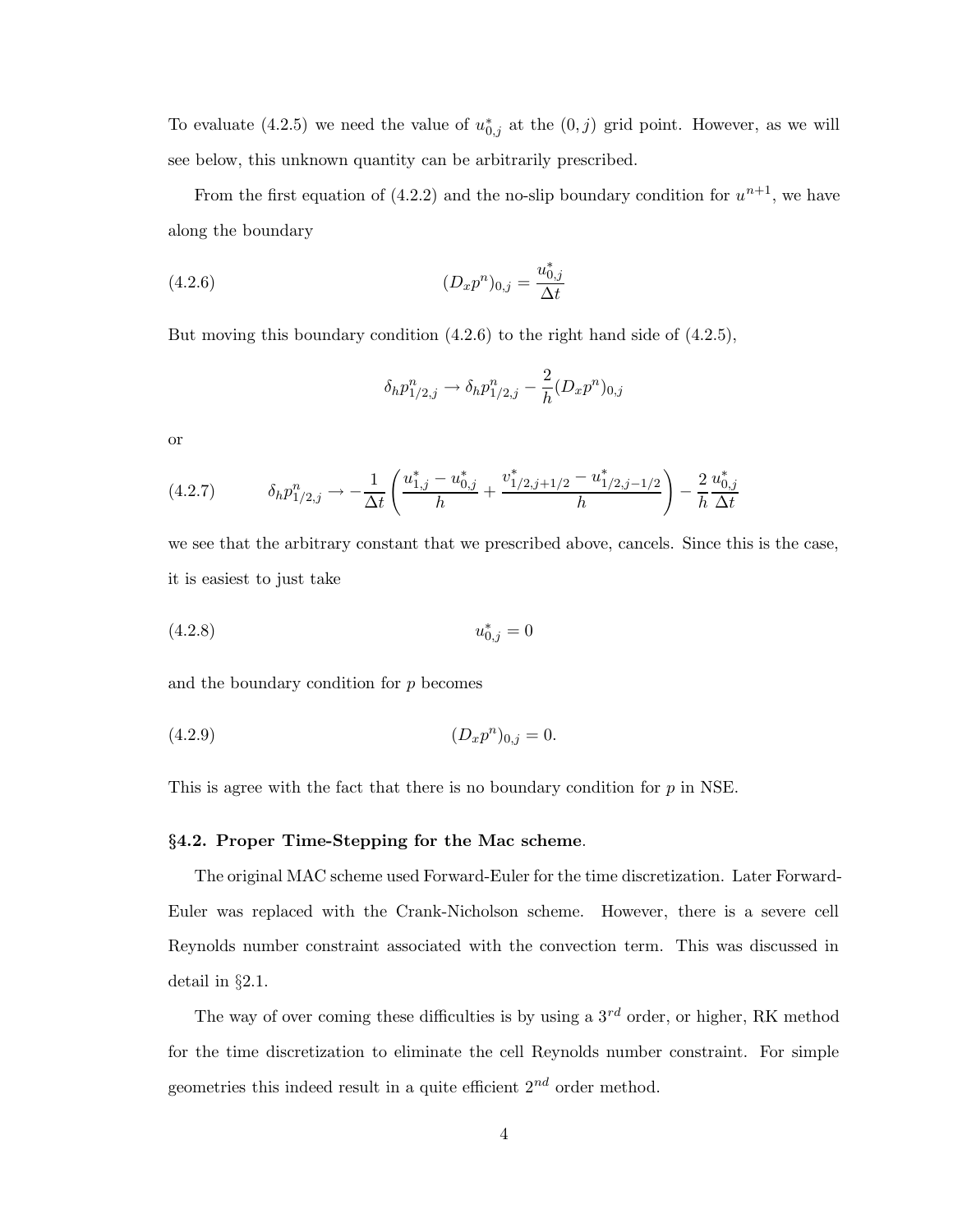To evaluate (4.2.5) we need the value of $u^*_{0,j}$ at the $(0,j)$ grid point. However, as we will see below, this unknown quantity can be arbitrarily prescribed.

From the first equation of (4.2.2) and the no-slip boundary condition for $u^{n+1}$, we have along the boundary

$$(D_x p^n)_{0,j} = \frac{u^*_{0,j}}{\Delta t} \tag{4.2.6}$$

But moving this boundary condition (4.2.6) to the right hand side of (4.2.5),

$$\delta_h p^n_{1/2,j} \rightarrow \delta_h p^n_{1/2,j} - \frac{2}{h}(D_x p^n)_{0,j}$$

or

$$\delta_h p^n_{1/2,j} \rightarrow -\frac{1}{\Delta t}\left(\frac{u^*_{1,j} - u^*_{0,j}}{h} + \frac{v^*_{1/2,j+1/2} - u^*_{1/2,j-1/2}}{h}\right) - \frac{2}{h}\frac{u^*_{0,j}}{\Delta t} \tag{4.2.7}$$

we see that the arbitrary constant that we prescribed above, cancels. Since this is the case, it is easiest to just take

$$u^*_{0,j} = 0 \tag{4.2.8}$$

and the boundary condition for $p$ becomes

$$(D_x p^n)_{0,j} = 0. \tag{4.2.9}$$

This is agree with the fact that there is no boundary condition for $p$ in NSE.

**§4.2. Proper Time-Stepping for the Mac scheme**.

The original MAC scheme used Forward-Euler for the time discretization. Later Forward-Euler was replaced with the Crank-Nicholson scheme. However, there is a severe cell Reynolds number constraint associated with the convection term. This was discussed in detail in §2.1.

The way of over coming these difficulties is by using a $3^{rd}$ order, or higher, RK method for the time discretization to eliminate the cell Reynolds number constraint. For simple geometries this indeed result in a quite efficient $2^{nd}$ order method.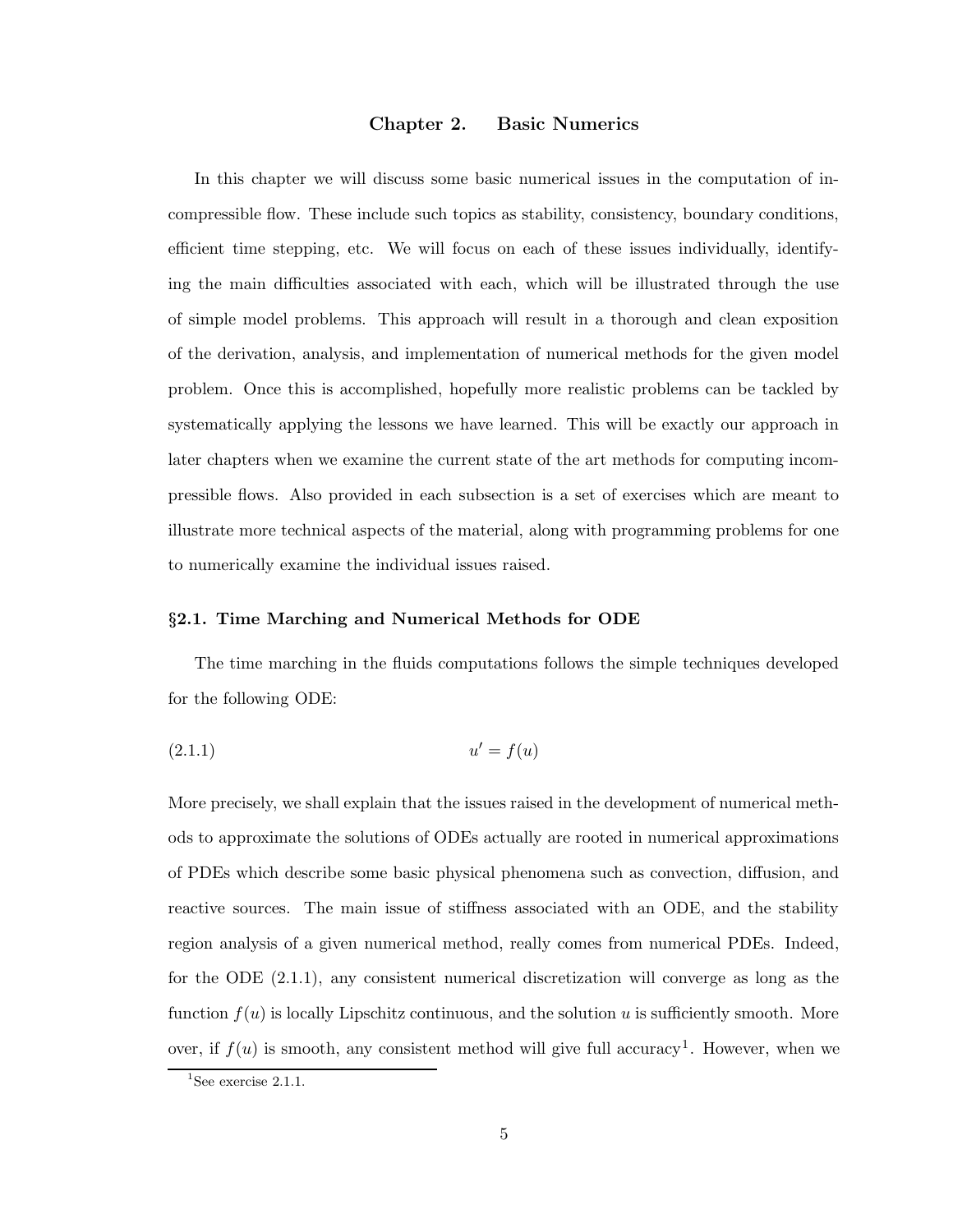# Chapter 2. Basic Numerics

In this chapter we will discuss some basic numerical issues in the computation of incompressible flow. These include such topics as stability, consistency, boundary conditions, efficient time stepping, etc. We will focus on each of these issues individually, identifying the main difficulties associated with each, which will be illustrated through the use of simple model problems. This approach will result in a thorough and clean exposition of the derivation, analysis, and implementation of numerical methods for the given model problem. Once this is accomplished, hopefully more realistic problems can be tackled by systematically applying the lessons we have learned. This will be exactly our approach in later chapters when we examine the current state of the art methods for computing incompressible flows. Also provided in each subsection is a set of exercises which are meant to illustrate more technical aspects of the material, along with programming problems for one to numerically examine the individual issues raised.

## §2.1. Time Marching and Numerical Methods for ODE

The time marching in the fluids computations follows the simple techniques developed for the following ODE:

$$u' = f(u) \tag{2.1.1}$$

More precisely, we shall explain that the issues raised in the development of numerical methods to approximate the solutions of ODEs actually are rooted in numerical approximations of PDEs which describe some basic physical phenomena such as convection, diffusion, and reactive sources. The main issue of stiffness associated with an ODE, and the stability region analysis of a given numerical method, really comes from numerical PDEs. Indeed, for the ODE (2.1.1), any consistent numerical discretization will converge as long as the function $f(u)$ is locally Lipschitz continuous, and the solution $u$ is sufficiently smooth. Moreover, if $f(u)$ is smooth, any consistent method will give full accuracy[1]. However, when we

[1] See exercise 2.1.1.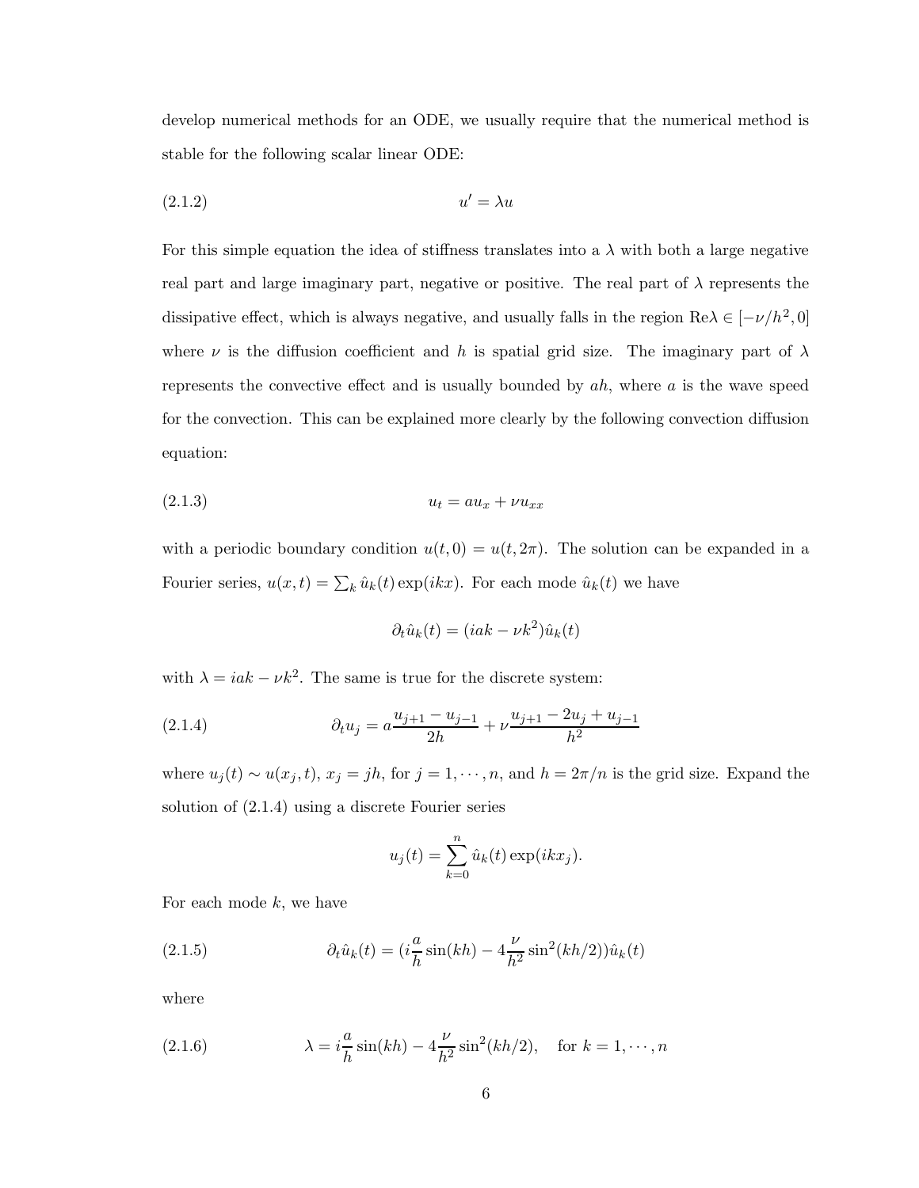develop numerical methods for an ODE, we usually require that the numerical method is stable for the following scalar linear ODE:

$$u' = \lambda u \tag{2.1.2}$$

For this simple equation the idea of stiffness translates into a $\lambda$ with both a large negative real part and large imaginary part, negative or positive. The real part of $\lambda$ represents the dissipative effect, which is always negative, and usually falls in the region $\text{Re}\lambda \in [-\nu/h^2, 0]$ where $\nu$ is the diffusion coefficient and $h$ is spatial grid size. The imaginary part of $\lambda$ represents the convective effect and is usually bounded by $ah$, where $a$ is the wave speed for the convection. This can be explained more clearly by the following convection diffusion equation:

$$u_t = au_x + \nu u_{xx} \tag{2.1.3}$$

with a periodic boundary condition $u(t, 0) = u(t, 2\pi)$. The solution can be expanded in a Fourier series, $u(x, t) = \sum_k \hat{u}_k(t) \exp(ikx)$. For each mode $\hat{u}_k(t)$ we have

$$\partial_t \hat{u}_k(t) = (iak - \nu k^2)\hat{u}_k(t)$$

with $\lambda = iak - \nu k^2$. The same is true for the discrete system:

$$\partial_t u_j = a\frac{u_{j+1} - u_{j-1}}{2h} + \nu\frac{u_{j+1} - 2u_j + u_{j-1}}{h^2} \tag{2.1.4}$$

where $u_j(t) \sim u(x_j, t)$, $x_j = jh$, for $j = 1, \cdots, n$, and $h = 2\pi/n$ is the grid size. Expand the solution of (2.1.4) using a discrete Fourier series

$$u_j(t) = \sum_{k=0}^{n} \hat{u}_k(t) \exp(ikx_j).$$

For each mode $k$, we have

$$\partial_t \hat{u}_k(t) = (i\frac{a}{h}\sin(kh) - 4\frac{\nu}{h^2}\sin^2(kh/2))\hat{u}_k(t) \tag{2.1.5}$$

where

$$\lambda = i\frac{a}{h}\sin(kh) - 4\frac{\nu}{h^2}\sin^2(kh/2), \quad \text{for } k = 1, \cdots, n \tag{2.1.6}$$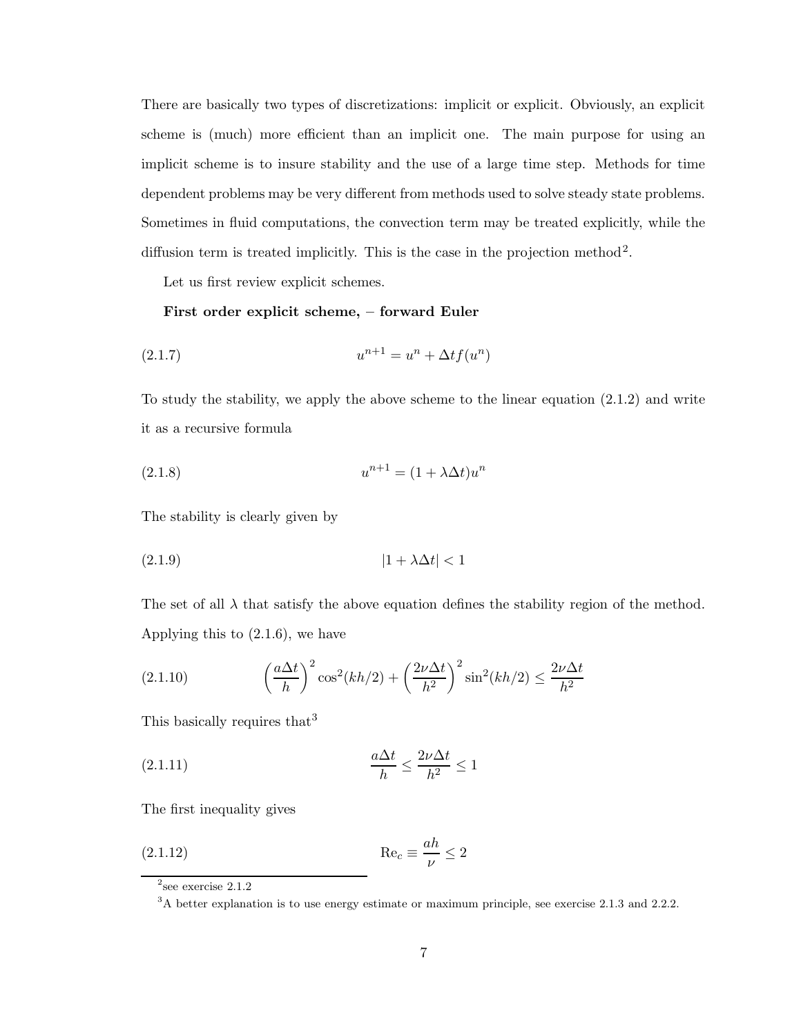There are basically two types of discretizations: implicit or explicit. Obviously, an explicit scheme is (much) more efficient than an implicit one. The main purpose for using an implicit scheme is to insure stability and the use of a large time step. Methods for time dependent problems may be very different from methods used to solve steady state problems. Sometimes in fluid computations, the convection term may be treated explicitly, while the diffusion term is treated implicitly. This is the case in the projection method[2].

Let us first review explicit schemes.

**First order explicit scheme, – forward Euler**

$$u^{n+1} = u^n + \Delta t f(u^n) \tag{2.1.7}$$

To study the stability, we apply the above scheme to the linear equation (2.1.2) and write it as a recursive formula

$$u^{n+1} = (1 + \lambda \Delta t) u^n \tag{2.1.8}$$

The stability is clearly given by

$$|1 + \lambda \Delta t| < 1 \tag{2.1.9}$$

The set of all $\lambda$ that satisfy the above equation defines the stability region of the method. Applying this to (2.1.6), we have

$$\left(\frac{a\Delta t}{h}\right)^2 \cos^2(kh/2) + \left(\frac{2\nu\Delta t}{h^2}\right)^2 \sin^2(kh/2) \le \frac{2\nu\Delta t}{h^2} \tag{2.1.10}$$

This basically requires that[3]

$$\frac{a\Delta t}{h} \le \frac{2\nu\Delta t}{h^2} \le 1 \tag{2.1.11}$$

The first inequality gives

$$\mathrm{Re}_c \equiv \frac{ah}{\nu} \le 2 \tag{2.1.12}$$

---

[2] see exercise 2.1.2

[3] A better explanation is to use energy estimate or maximum principle, see exercise 2.1.3 and 2.2.2.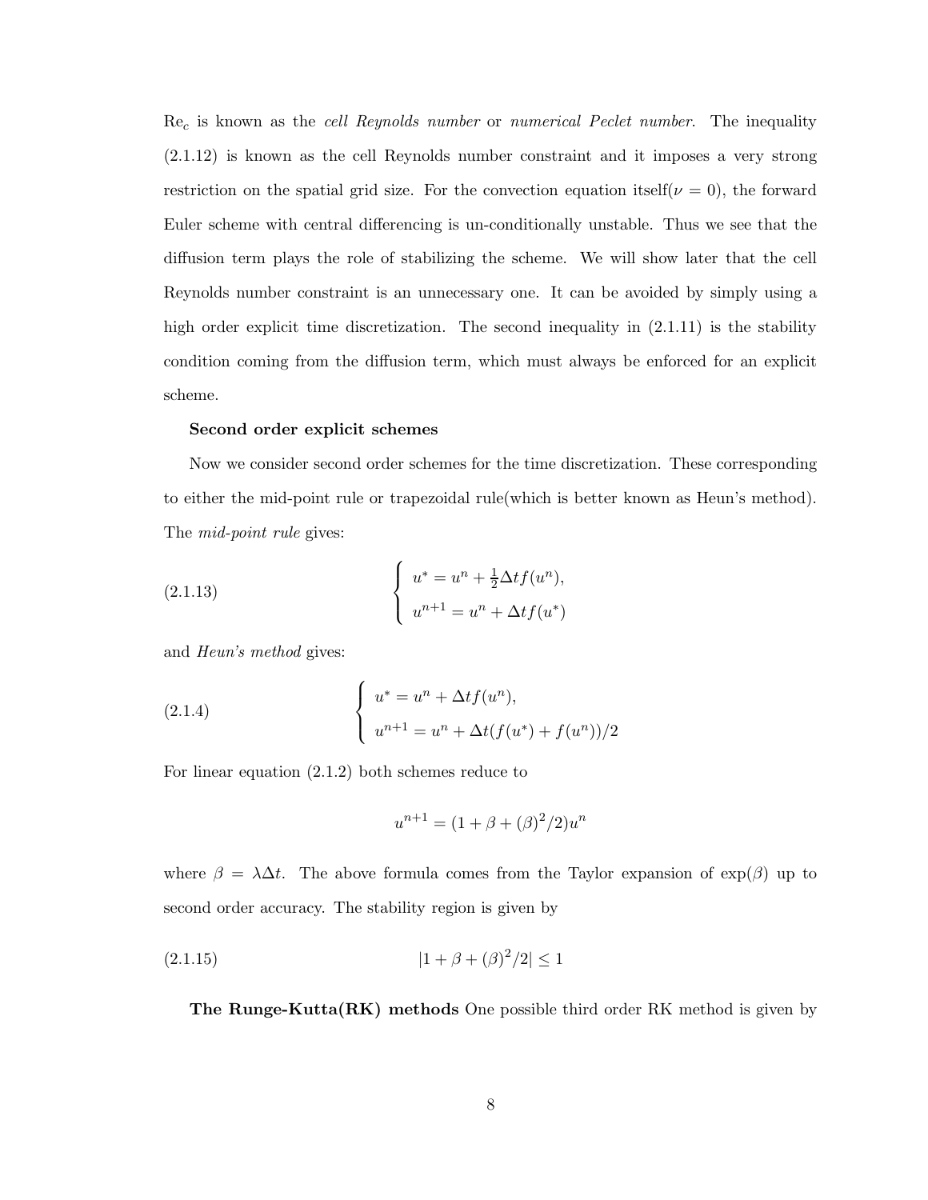$\mathrm{Re}_c$ is known as the *cell Reynolds number* or *numerical Peclet number*. The inequality (2.1.12) is known as the cell Reynolds number constraint and it imposes a very strong restriction on the spatial grid size. For the convection equation itself($\nu = 0$), the forward Euler scheme with central differencing is un-conditionally unstable. Thus we see that the diffusion term plays the role of stabilizing the scheme. We will show later that the cell Reynolds number constraint is an unnecessary one. It can be avoided by simply using a high order explicit time discretization. The second inequality in (2.1.11) is the stability condition coming from the diffusion term, which must always be enforced for an explicit scheme.

**Second order explicit schemes**

Now we consider second order schemes for the time discretization. These corresponding to either the mid-point rule or trapezoidal rule(which is better known as Heun's method). The *mid-point rule* gives:

$$\begin{cases} u^* = u^n + \frac{1}{2}\Delta t f(u^n), \\ u^{n+1} = u^n + \Delta t f(u^*) \end{cases} \tag{2.1.13}$$

and *Heun's method* gives:

$$\begin{cases} u^* = u^n + \Delta t f(u^n), \\ u^{n+1} = u^n + \Delta t (f(u^*) + f(u^n))/2 \end{cases} \tag{2.1.4}$$

For linear equation (2.1.2) both schemes reduce to

$$u^{n+1} = (1 + \beta + (\beta)^2/2)u^n$$

where $\beta = \lambda \Delta t$. The above formula comes from the Taylor expansion of $\exp(\beta)$ up to second order accuracy. The stability region is given by

$$|1 + \beta + (\beta)^2/2| \leq 1 \tag{2.1.15}$$

**The Runge-Kutta(RK) methods** One possible third order RK method is given by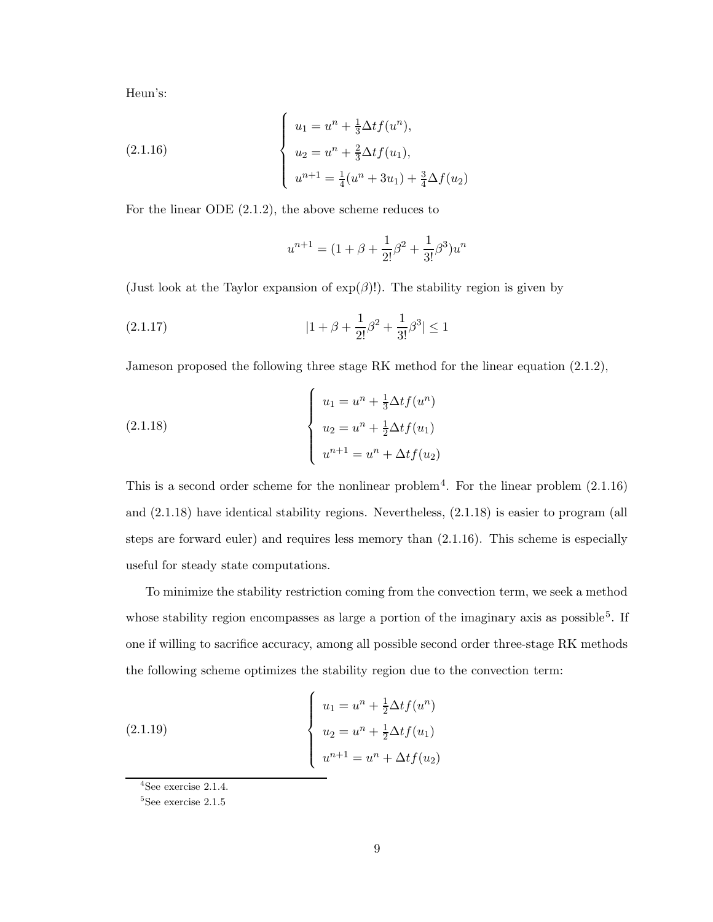Heun's:

$$
\left\{
\begin{array}{l}
u_1 = u^n + \frac{1}{3}\Delta t f(u^n), \\
u_2 = u^n + \frac{2}{3}\Delta t f(u_1), \\
u^{n+1} = \frac{1}{4}(u^n + 3u_1) + \frac{3}{4}\Delta f(u_2)
\end{array}
\right.
\tag{2.1.16}
$$

For the linear ODE (2.1.2), the above scheme reduces to

$$
u^{n+1} = (1 + \beta + \frac{1}{2!}\beta^2 + \frac{1}{3!}\beta^3)u^n
$$

(Just look at the Taylor expansion of $\exp(\beta)$!). The stability region is given by

$$
|1 + \beta + \frac{1}{2!}\beta^2 + \frac{1}{3!}\beta^3| \leq 1
\tag{2.1.17}
$$

Jameson proposed the following three stage RK method for the linear equation (2.1.2),

$$
\left\{
\begin{array}{l}
u_1 = u^n + \frac{1}{3}\Delta t f(u^n) \\
u_2 = u^n + \frac{1}{2}\Delta t f(u_1) \\
u^{n+1} = u^n + \Delta t f(u_2)
\end{array}
\right.
\tag{2.1.18}
$$

This is a second order scheme for the nonlinear problem[4]. For the linear problem (2.1.16) and (2.1.18) have identical stability regions. Nevertheless, (2.1.18) is easier to program (all steps are forward euler) and requires less memory than (2.1.16). This scheme is especially useful for steady state computations.

To minimize the stability restriction coming from the convection term, we seek a method whose stability region encompasses as large a portion of the imaginary axis as possible[5]. If one if willing to sacrifice accuracy, among all possible second order three-stage RK methods the following scheme optimizes the stability region due to the convection term:

$$
\left\{
\begin{array}{l}
u_1 = u^n + \frac{1}{2}\Delta t f(u^n) \\
u_2 = u^n + \frac{1}{2}\Delta t f(u_1) \\
u^{n+1} = u^n + \Delta t f(u_2)
\end{array}
\right.
\tag{2.1.19}
$$

[4] See exercise 2.1.4.

[5] See exercise 2.1.5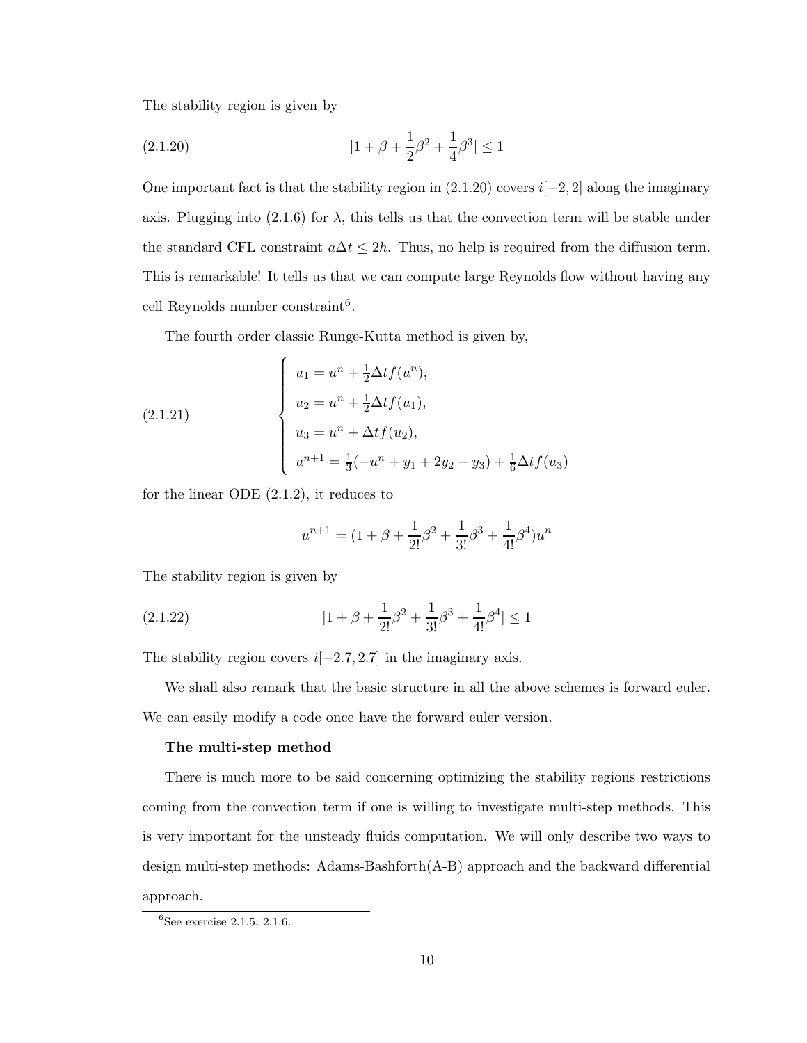The stability region is given by

$$|1 + \beta + \frac{1}{2}\beta^2 + \frac{1}{4}\beta^3| \leq 1 \tag{2.1.20}$$

One important fact is that the stability region in (2.1.20) covers $i[-2, 2]$ along the imaginary axis. Plugging into (2.1.6) for $\lambda$, this tells us that the convection term will be stable under the standard CFL constraint $a\Delta t \leq 2h$. Thus, no help is required from the diffusion term. This is remarkable! It tells us that we can compute large Reynolds flow without having any cell Reynolds number constraint[6].

The fourth order classic Runge-Kutta method is given by,

$$\begin{cases} u_1 = u^n + \frac{1}{2}\Delta t f(u^n), \\ u_2 = u^n + \frac{1}{2}\Delta t f(u_1), \\ u_3 = u^n + \Delta t f(u_2), \\ u^{n+1} = \frac{1}{3}(-u^n + y_1 + 2y_2 + y_3) + \frac{1}{6}\Delta t f(u_3) \end{cases} \tag{2.1.21}$$

for the linear ODE (2.1.2), it reduces to

$$u^{n+1} = (1 + \beta + \frac{1}{2!}\beta^2 + \frac{1}{3!}\beta^3 + \frac{1}{4!}\beta^4)u^n$$

The stability region is given by

$$|1 + \beta + \frac{1}{2!}\beta^2 + \frac{1}{3!}\beta^3 + \frac{1}{4!}\beta^4| \leq 1 \tag{2.1.22}$$

The stability region covers $i[-2.7, 2.7]$ in the imaginary axis.

We shall also remark that the basic structure in all the above schemes is forward euler. We can easily modify a code once have the forward euler version.

**The multi-step method**

There is much more to be said concerning optimizing the stability regions restrictions coming from the convection term if one is willing to investigate multi-step methods. This is very important for the unsteady fluids computation. We will only describe two ways to design multi-step methods: Adams-Bashforth(A-B) approach and the backward differential approach.

---

[6] See exercise 2.1.5, 2.1.6.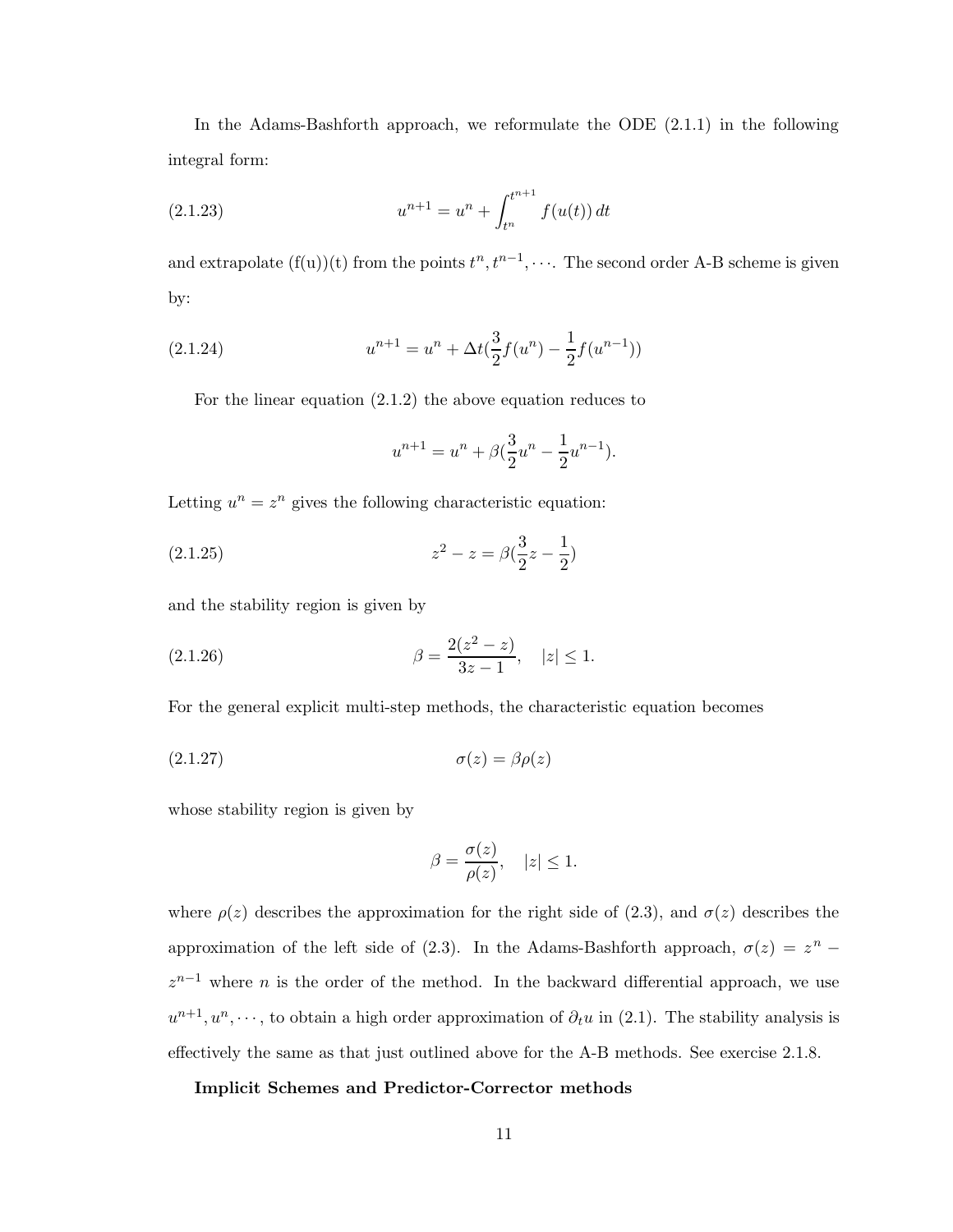In the Adams-Bashforth approach, we reformulate the ODE (2.1.1) in the following integral form:

$$u^{n+1} = u^n + \int_{t^n}^{t^{n+1}} f(u(t))\,dt \tag{2.1.23}$$

and extrapolate (f(u))(t) from the points $t^n, t^{n-1}, \cdots$. The second order A-B scheme is given by:

$$u^{n+1} = u^n + \Delta t(\frac{3}{2}f(u^n) - \frac{1}{2}f(u^{n-1})) \tag{2.1.24}$$

For the linear equation (2.1.2) the above equation reduces to

$$u^{n+1} = u^n + \beta(\frac{3}{2}u^n - \frac{1}{2}u^{n-1}).$$

Letting $u^n = z^n$ gives the following characteristic equation:

$$z^2 - z = \beta(\frac{3}{2}z - \frac{1}{2}) \tag{2.1.25}$$

and the stability region is given by

$$\beta = \frac{2(z^2 - z)}{3z - 1}, \quad |z| \leq 1. \tag{2.1.26}$$

For the general explicit multi-step methods, the characteristic equation becomes

$$\sigma(z) = \beta\rho(z) \tag{2.1.27}$$

whose stability region is given by

$$\beta = \frac{\sigma(z)}{\rho(z)}, \quad |z| \leq 1.$$

where $\rho(z)$ describes the approximation for the right side of (2.3), and $\sigma(z)$ describes the approximation of the left side of (2.3). In the Adams-Bashforth approach, $\sigma(z) = z^n - z^{n-1}$ where $n$ is the order of the method. In the backward differential approach, we use $u^{n+1}, u^n, \cdots$, to obtain a high order approximation of $\partial_t u$ in (2.1). The stability analysis is effectively the same as that just outlined above for the A-B methods. See exercise 2.1.8.

**Implicit Schemes and Predictor-Corrector methods**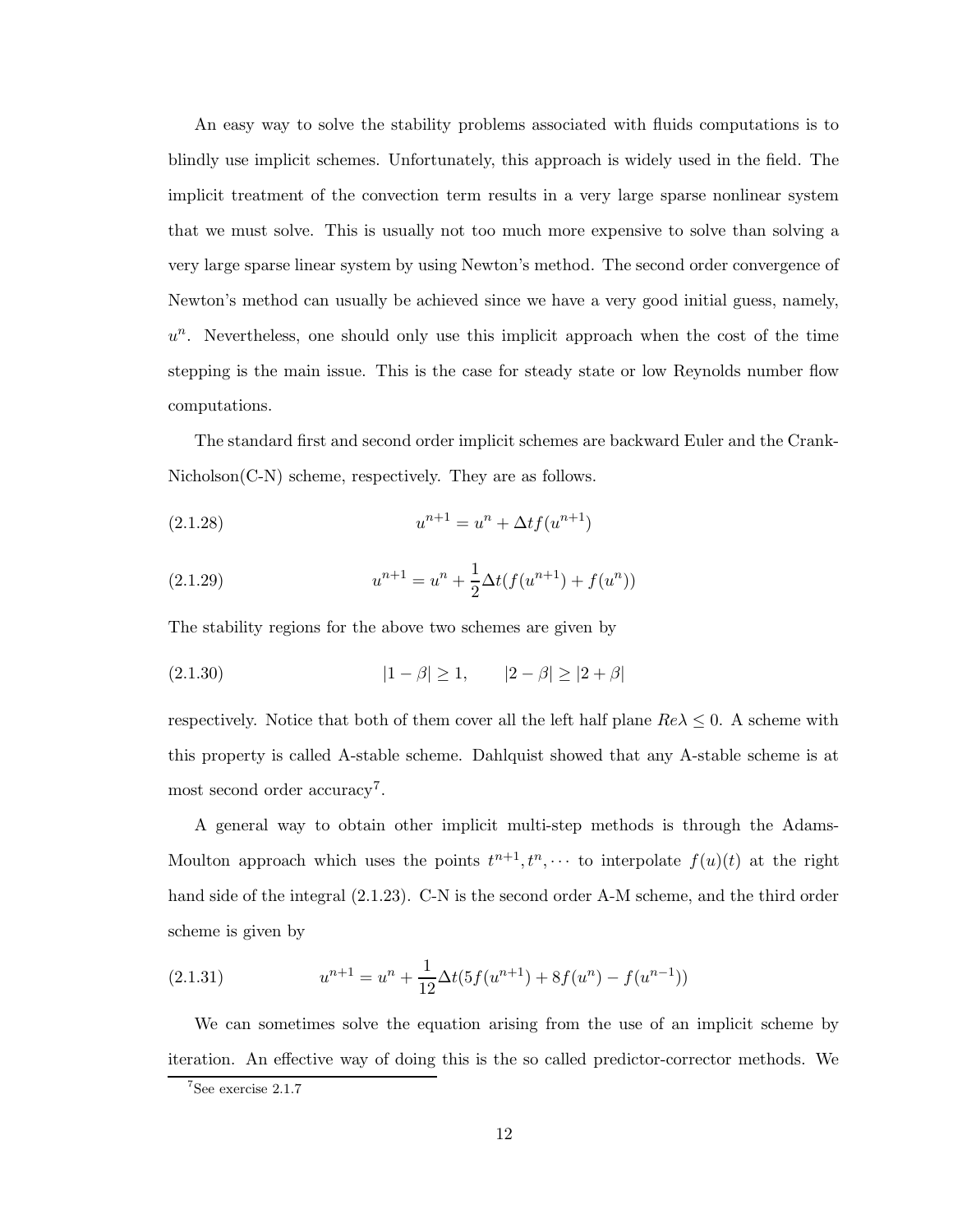An easy way to solve the stability problems associated with fluids computations is to blindly use implicit schemes. Unfortunately, this approach is widely used in the field. The implicit treatment of the convection term results in a very large sparse nonlinear system that we must solve. This is usually not too much more expensive to solve than solving a very large sparse linear system by using Newton's method. The second order convergence of Newton's method can usually be achieved since we have a very good initial guess, namely, $u^n$. Nevertheless, one should only use this implicit approach when the cost of the time stepping is the main issue. This is the case for steady state or low Reynolds number flow computations.

The standard first and second order implicit schemes are backward Euler and the Crank-Nicholson(C-N) scheme, respectively. They are as follows.

$$u^{n+1} = u^n + \Delta t f(u^{n+1}) \tag{2.1.28}$$

$$u^{n+1} = u^n + \frac{1}{2}\Delta t(f(u^{n+1}) + f(u^n)) \tag{2.1.29}$$

The stability regions for the above two schemes are given by

$$|1 - \beta| \geq 1, \qquad |2 - \beta| \geq |2 + \beta| \tag{2.1.30}$$

respectively. Notice that both of them cover all the left half plane $Re\lambda \leq 0$. A scheme with this property is called A-stable scheme. Dahlquist showed that any A-stable scheme is at most second order accuracy[7].

A general way to obtain other implicit multi-step methods is through the Adams-Moulton approach which uses the points $t^{n+1}, t^n, \cdots$ to interpolate $f(u)(t)$ at the right hand side of the integral (2.1.23). C-N is the second order A-M scheme, and the third order scheme is given by

$$u^{n+1} = u^n + \frac{1}{12}\Delta t(5f(u^{n+1}) + 8f(u^n) - f(u^{n-1})) \tag{2.1.31}$$

We can sometimes solve the equation arising from the use of an implicit scheme by iteration. An effective way of doing this is the so called predictor-corrector methods. We

[7] See exercise 2.1.7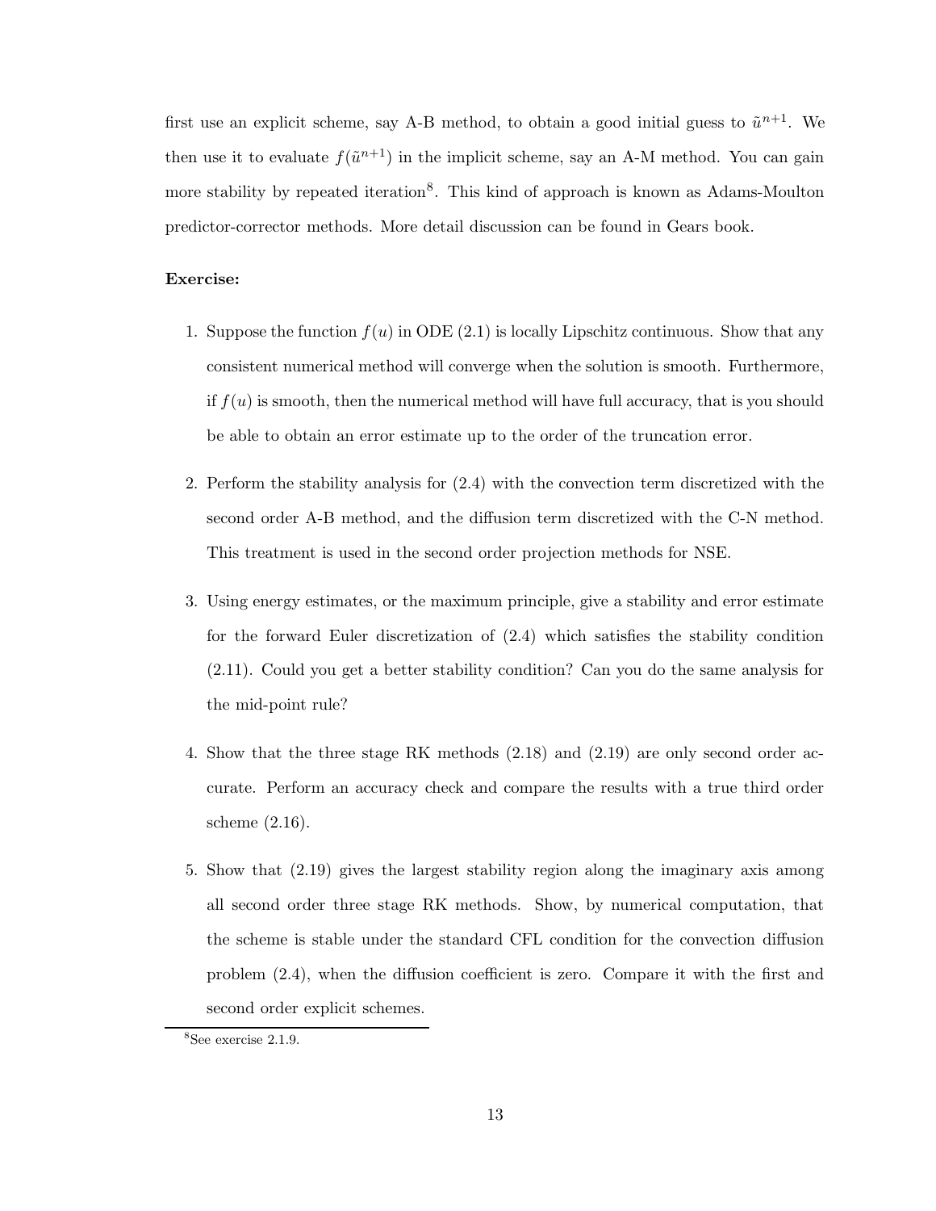first use an explicit scheme, say A-B method, to obtain a good initial guess to $\tilde{u}^{n+1}$. We then use it to evaluate $f(\tilde{u}^{n+1})$ in the implicit scheme, say an A-M method. You can gain more stability by repeated iteration[8]. This kind of approach is known as Adams-Moulton predictor-corrector methods. More detail discussion can be found in Gears book.

**Exercise:**

1. Suppose the function $f(u)$ in ODE (2.1) is locally Lipschitz continuous. Show that any consistent numerical method will converge when the solution is smooth. Furthermore, if $f(u)$ is smooth, then the numerical method will have full accuracy, that is you should be able to obtain an error estimate up to the order of the truncation error.

2. Perform the stability analysis for (2.4) with the convection term discretized with the second order A-B method, and the diffusion term discretized with the C-N method. This treatment is used in the second order projection methods for NSE.

3. Using energy estimates, or the maximum principle, give a stability and error estimate for the forward Euler discretization of (2.4) which satisfies the stability condition (2.11). Could you get a better stability condition? Can you do the same analysis for the mid-point rule?

4. Show that the three stage RK methods (2.18) and (2.19) are only second order accurate. Perform an accuracy check and compare the results with a true third order scheme (2.16).

5. Show that (2.19) gives the largest stability region along the imaginary axis among all second order three stage RK methods. Show, by numerical computation, that the scheme is stable under the standard CFL condition for the convection diffusion problem (2.4), when the diffusion coefficient is zero. Compare it with the first and second order explicit schemes.

[8] See exercise 2.1.9.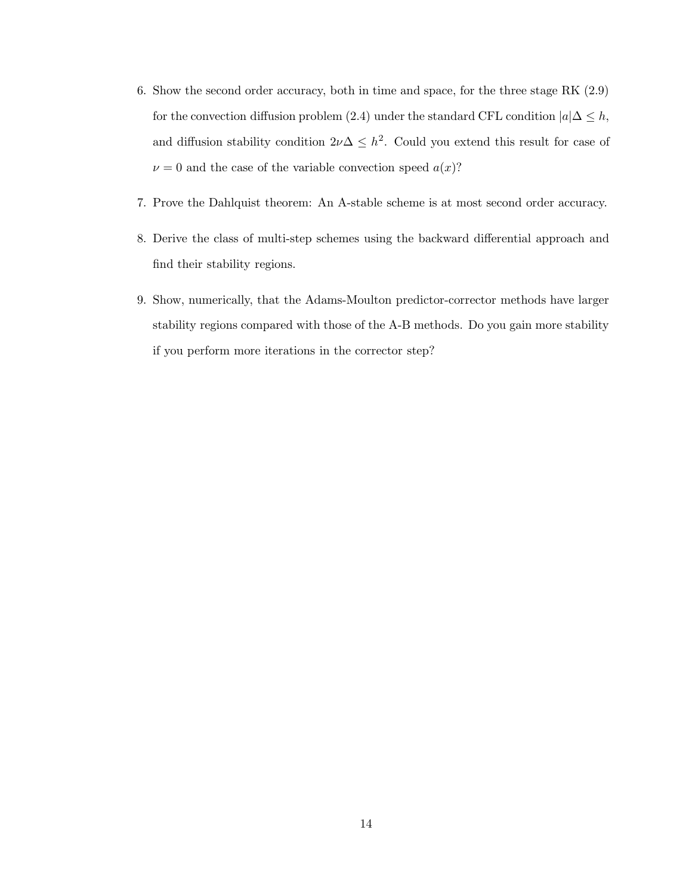6. Show the second order accuracy, both in time and space, for the three stage RK (2.9) for the convection diffusion problem (2.4) under the standard CFL condition $|a|\Delta \leq h$, and diffusion stability condition $2\nu\Delta \leq h^2$. Could you extend this result for case of $\nu = 0$ and the case of the variable convection speed $a(x)$?

7. Prove the Dahlquist theorem: An A-stable scheme is at most second order accuracy.

8. Derive the class of multi-step schemes using the backward differential approach and find their stability regions.

9. Show, numerically, that the Adams-Moulton predictor-corrector methods have larger stability regions compared with those of the A-B methods. Do you gain more stability if you perform more iterations in the corrector step?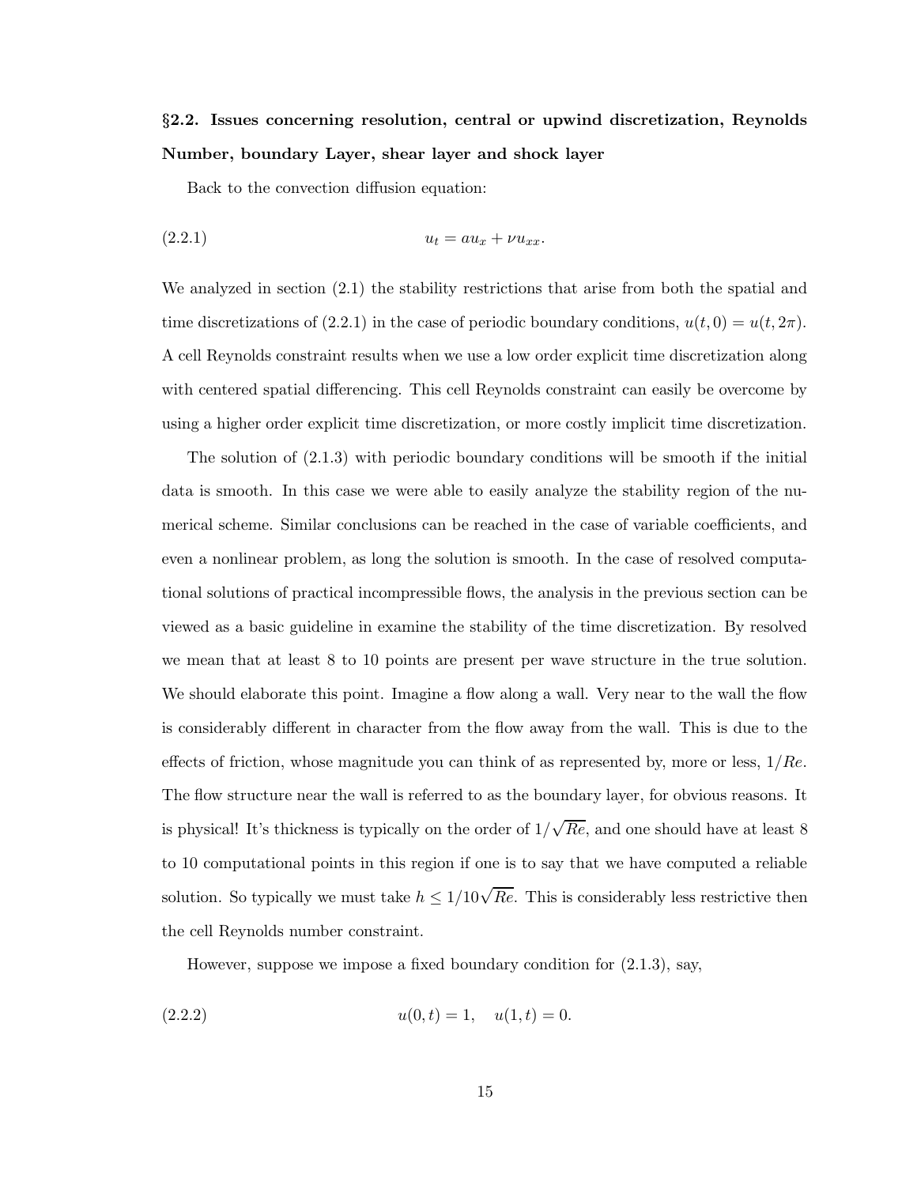## §2.2. Issues concerning resolution, central or upwind discretization, Reynolds Number, boundary Layer, shear layer and shock layer

Back to the convection diffusion equation:

$$u_t = au_x + \nu u_{xx}. \tag{2.2.1}$$

We analyzed in section (2.1) the stability restrictions that arise from both the spatial and time discretizations of (2.2.1) in the case of periodic boundary conditions, $u(t, 0) = u(t, 2\pi)$. A cell Reynolds constraint results when we use a low order explicit time discretization along with centered spatial differencing. This cell Reynolds constraint can easily be overcome by using a higher order explicit time discretization, or more costly implicit time discretization.

The solution of (2.1.3) with periodic boundary conditions will be smooth if the initial data is smooth. In this case we were able to easily analyze the stability region of the numerical scheme. Similar conclusions can be reached in the case of variable coefficients, and even a nonlinear problem, as long the solution is smooth. In the case of resolved computational solutions of practical incompressible flows, the analysis in the previous section can be viewed as a basic guideline in examine the stability of the time discretization. By resolved we mean that at least 8 to 10 points are present per wave structure in the true solution. We should elaborate this point. Imagine a flow along a wall. Very near to the wall the flow is considerably different in character from the flow away from the wall. This is due to the effects of friction, whose magnitude you can think of as represented by, more or less, $1/Re$. The flow structure near the wall is referred to as the boundary layer, for obvious reasons. It is physical! It's thickness is typically on the order of $1/\sqrt{Re}$, and one should have at least 8 to 10 computational points in this region if one is to say that we have computed a reliable solution. So typically we must take $h \leq 1/10\sqrt{Re}$. This is considerably less restrictive then the cell Reynolds number constraint.

However, suppose we impose a fixed boundary condition for (2.1.3), say,

$$u(0, t) = 1, \quad u(1, t) = 0. \tag{2.2.2}$$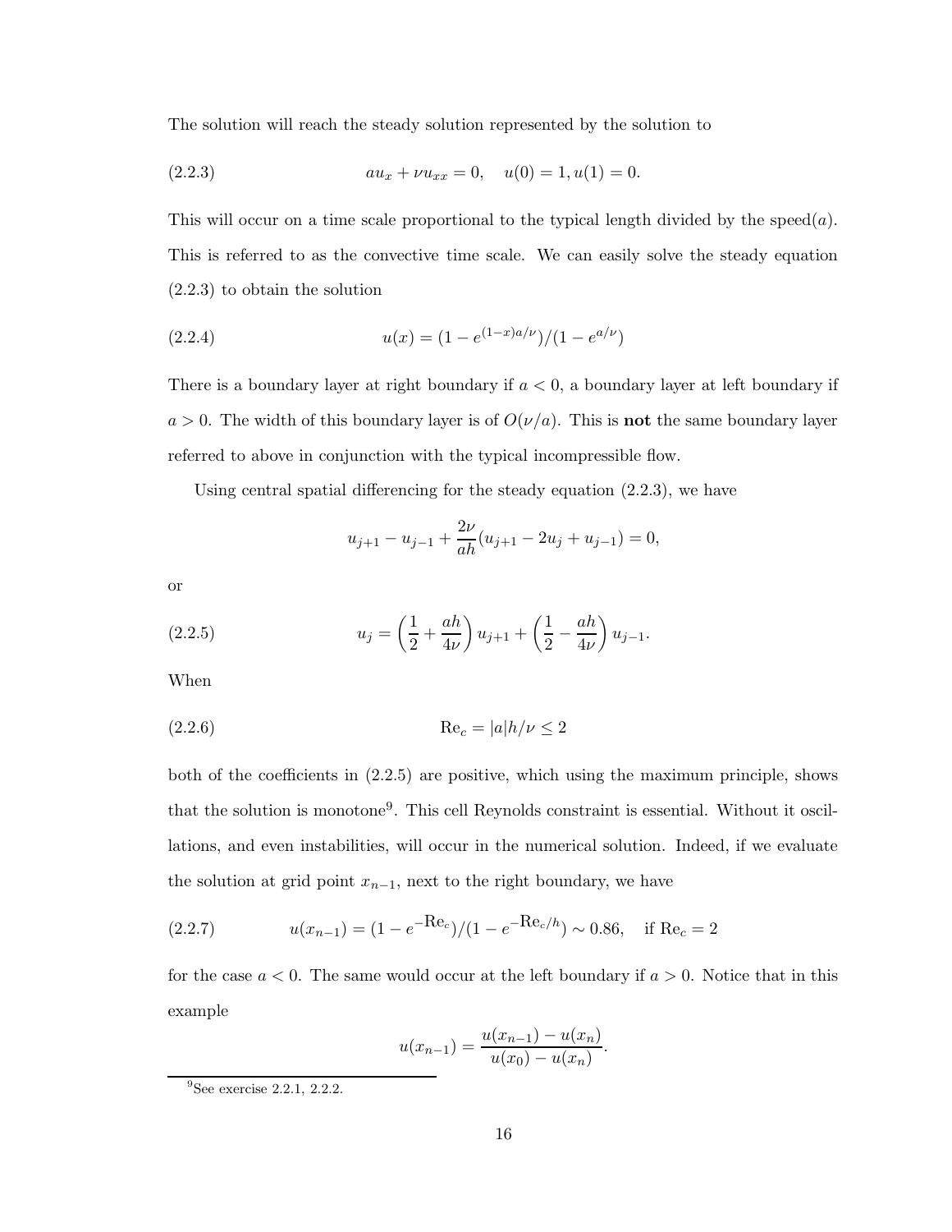The solution will reach the steady solution represented by the solution to

$$au_x + \nu u_{xx} = 0, \quad u(0) = 1, u(1) = 0. \tag{2.2.3}$$

This will occur on a time scale proportional to the typical length divided by the speed($a$). This is referred to as the convective time scale. We can easily solve the steady equation (2.2.3) to obtain the solution

$$u(x) = (1 - e^{(1-x)a/\nu})/(1 - e^{a/\nu}) \tag{2.2.4}$$

There is a boundary layer at right boundary if $a < 0$, a boundary layer at left boundary if $a > 0$. The width of this boundary layer is of $O(\nu/a)$. This is **not** the same boundary layer referred to above in conjunction with the typical incompressible flow.

Using central spatial differencing for the steady equation (2.2.3), we have

$$u_{j+1} - u_{j-1} + \frac{2\nu}{ah}(u_{j+1} - 2u_j + u_{j-1}) = 0,$$

or

$$u_j = \left(\frac{1}{2} + \frac{ah}{4\nu}\right) u_{j+1} + \left(\frac{1}{2} - \frac{ah}{4\nu}\right) u_{j-1}. \tag{2.2.5}$$

When

$$\mathrm{Re}_c = |a|h/\nu \leq 2 \tag{2.2.6}$$

both of the coefficients in (2.2.5) are positive, which using the maximum principle, shows that the solution is monotone[9]. This cell Reynolds constraint is essential. Without it oscillations, and even instabilities, will occur in the numerical solution. Indeed, if we evaluate the solution at grid point $x_{n-1}$, next to the right boundary, we have

$$u(x_{n-1}) = (1 - e^{-\mathrm{Re}_c})/(1 - e^{-\mathrm{Re}_c/h}) \sim 0.86, \quad \text{if } \mathrm{Re}_c = 2 \tag{2.2.7}$$

for the case $a < 0$. The same would occur at the left boundary if $a > 0$. Notice that in this example

$$u(x_{n-1}) = \frac{u(x_{n-1}) - u(x_n)}{u(x_0) - u(x_n)}.$$

[9] See exercise 2.2.1, 2.2.2.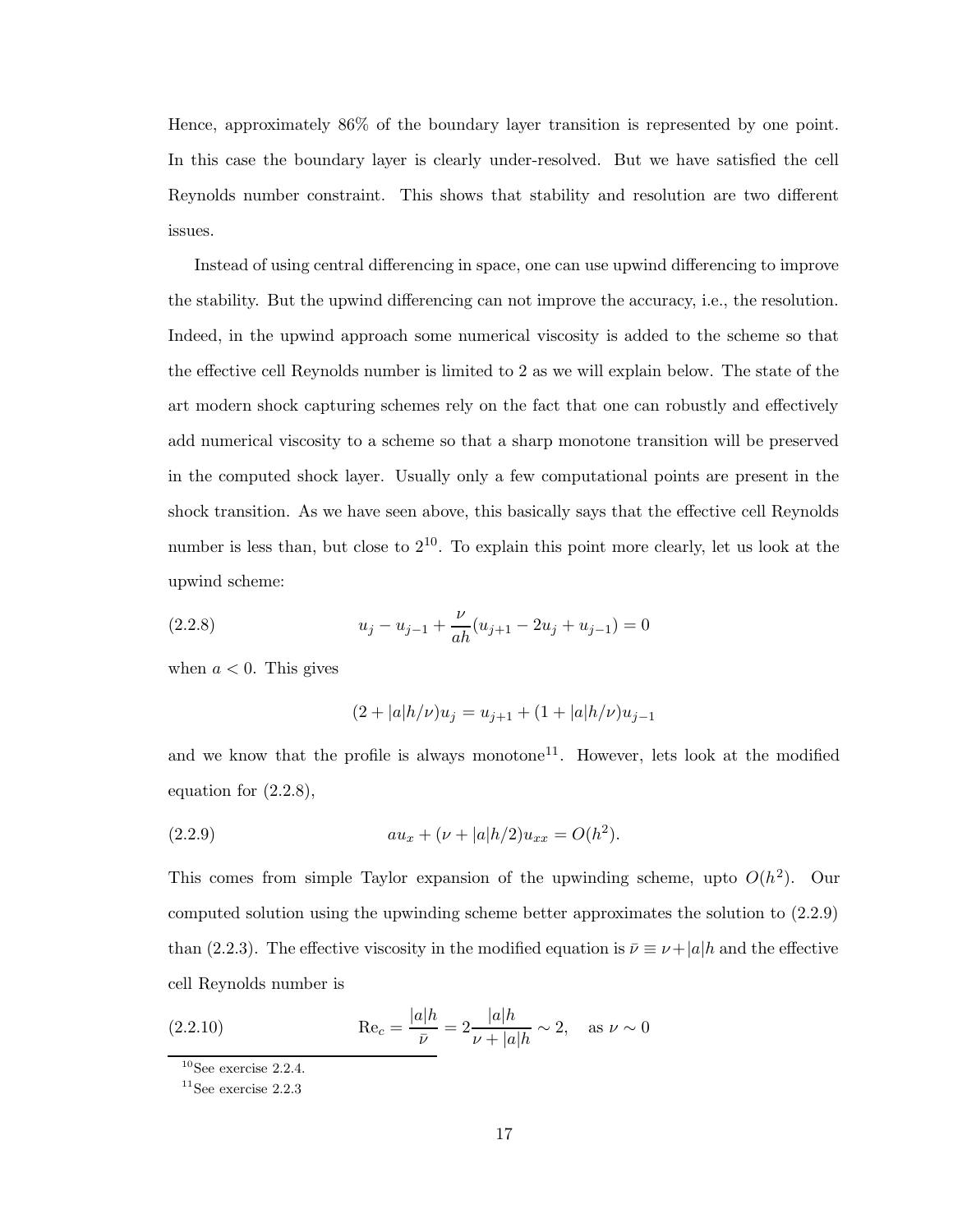Hence, approximately 86% of the boundary layer transition is represented by one point. In this case the boundary layer is clearly under-resolved. But we have satisfied the cell Reynolds number constraint. This shows that stability and resolution are two different issues.

Instead of using central differencing in space, one can use upwind differencing to improve the stability. But the upwind differencing can not improve the accuracy, i.e., the resolution. Indeed, in the upwind approach some numerical viscosity is added to the scheme so that the effective cell Reynolds number is limited to 2 as we will explain below. The state of the art modern shock capturing schemes rely on the fact that one can robustly and effectively add numerical viscosity to a scheme so that a sharp monotone transition will be preserved in the computed shock layer. Usually only a few computational points are present in the shock transition. As we have seen above, this basically says that the effective cell Reynolds number is less than, but close to 2[10]. To explain this point more clearly, let us look at the upwind scheme:

$$u_j - u_{j-1} + \frac{\nu}{ah}(u_{j+1} - 2u_j + u_{j-1}) = 0 \tag{2.2.8}$$

when $a < 0$. This gives

$$(2 + |a|h/\nu)u_j = u_{j+1} + (1 + |a|h/\nu)u_{j-1}$$

and we know that the profile is always monotone[11]. However, lets look at the modified equation for (2.2.8),

$$au_x + (\nu + |a|h/2)u_{xx} = O(h^2). \tag{2.2.9}$$

This comes from simple Taylor expansion of the upwinding scheme, upto $O(h^2)$. Our computed solution using the upwinding scheme better approximates the solution to (2.2.9) than (2.2.3). The effective viscosity in the modified equation is $\bar{\nu} \equiv \nu + |a|h$ and the effective cell Reynolds number is

$$\text{Re}_c = \frac{|a|h}{\bar{\nu}} = 2\frac{|a|h}{\nu + |a|h} \sim 2, \quad \text{as } \nu \sim 0 \tag{2.2.10}$$

[10] See exercise 2.2.4.

[11] See exercise 2.2.3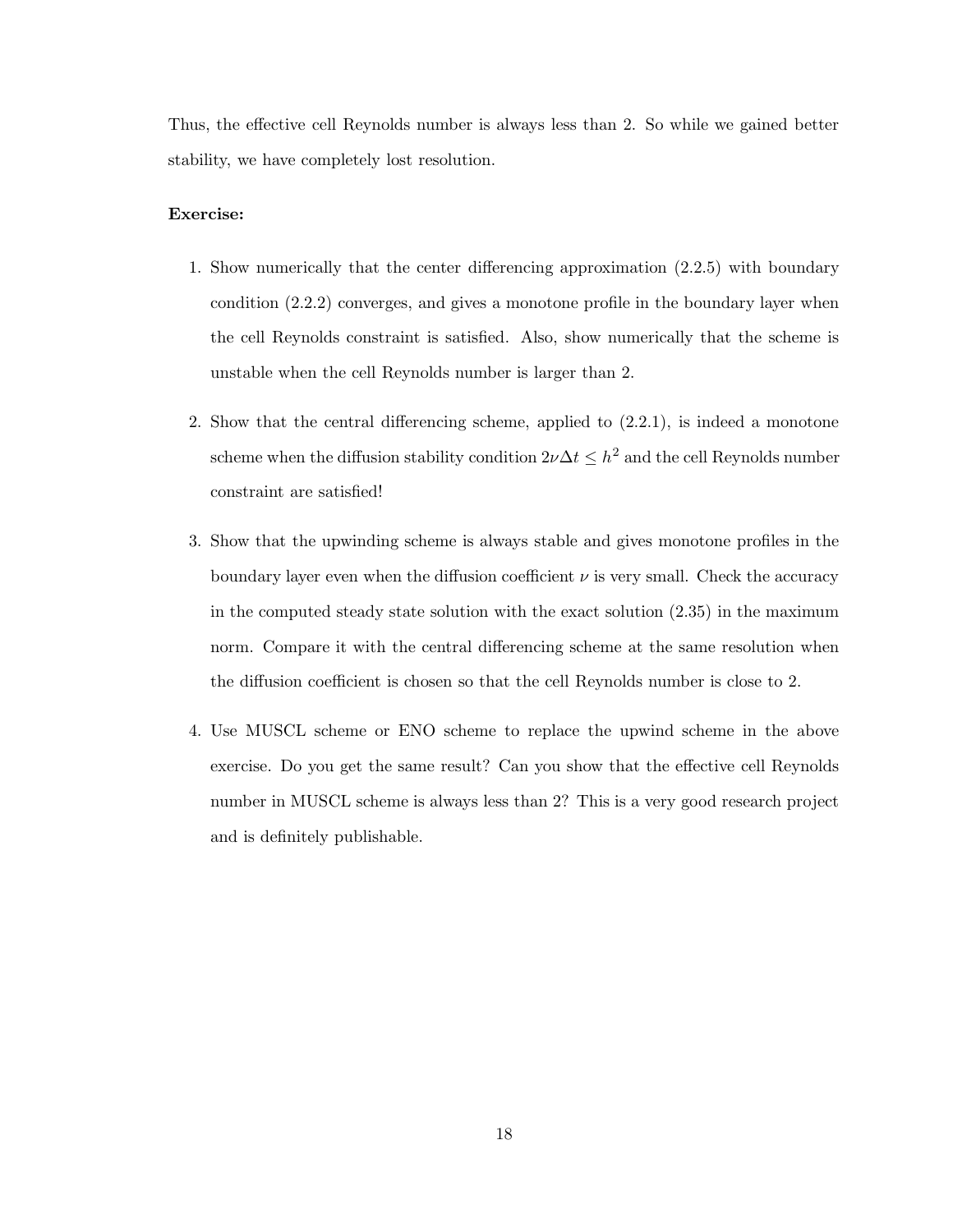Thus, the effective cell Reynolds number is always less than 2. So while we gained better stability, we have completely lost resolution.

**Exercise:**

1. Show numerically that the center differencing approximation (2.2.5) with boundary condition (2.2.2) converges, and gives a monotone profile in the boundary layer when the cell Reynolds constraint is satisfied. Also, show numerically that the scheme is unstable when the cell Reynolds number is larger than 2.

2. Show that the central differencing scheme, applied to (2.2.1), is indeed a monotone scheme when the diffusion stability condition $2\nu\Delta t \leq h^2$ and the cell Reynolds number constraint are satisfied!

3. Show that the upwinding scheme is always stable and gives monotone profiles in the boundary layer even when the diffusion coefficient $\nu$ is very small. Check the accuracy in the computed steady state solution with the exact solution (2.35) in the maximum norm. Compare it with the central differencing scheme at the same resolution when the diffusion coefficient is chosen so that the cell Reynolds number is close to 2.

4. Use MUSCL scheme or ENO scheme to replace the upwind scheme in the above exercise. Do you get the same result? Can you show that the effective cell Reynolds number in MUSCL scheme is always less than 2? This is a very good research project and is definitely publishable.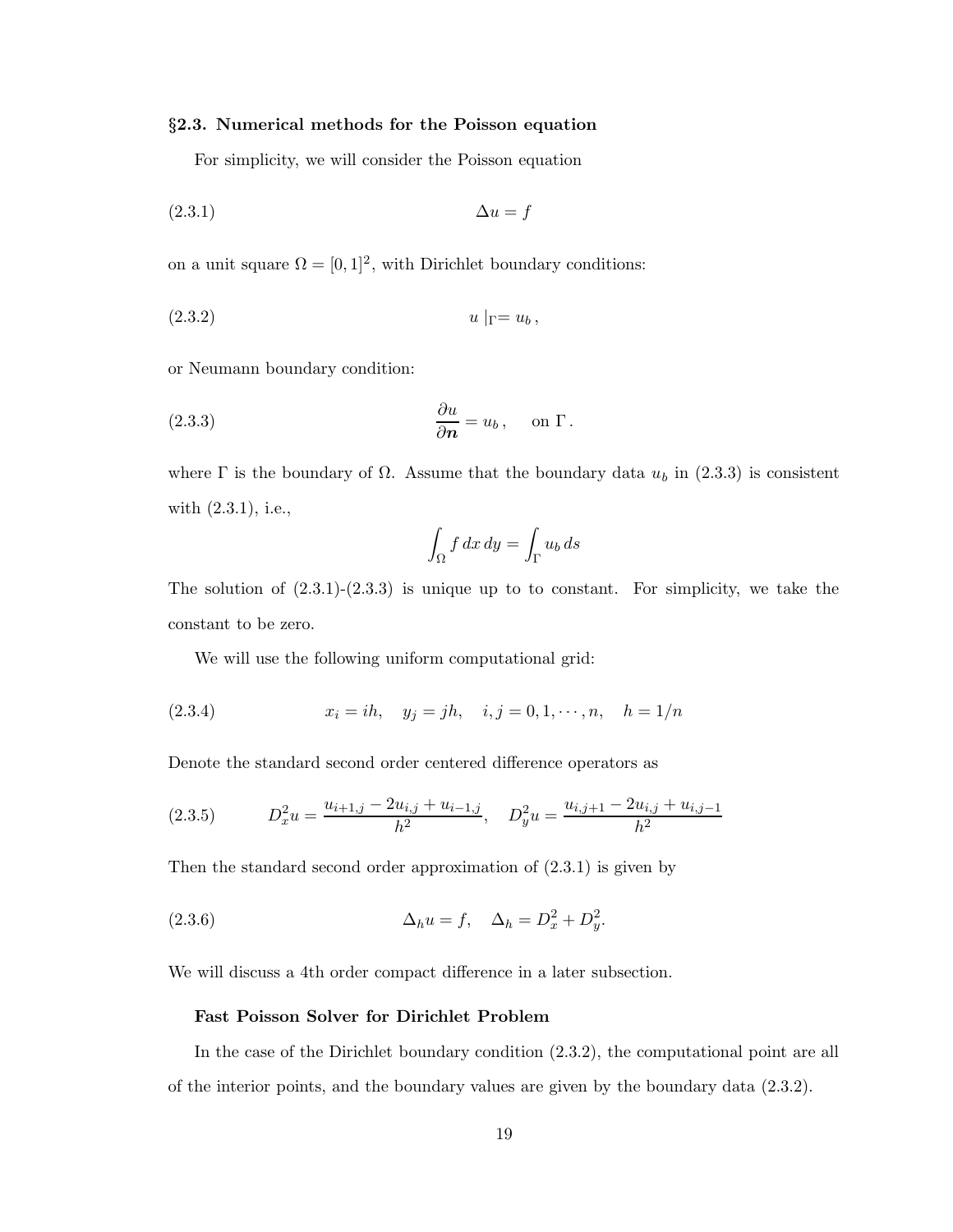### §2.3. Numerical methods for the Poisson equation

For simplicity, we will consider the Poisson equation

$$\Delta u = f \tag{2.3.1}$$

on a unit square $\Omega = [0,1]^2$, with Dirichlet boundary conditions:

$$u \mid_{\Gamma} = u_b \,, \tag{2.3.2}$$

or Neumann boundary condition:

$$\frac{\partial u}{\partial \boldsymbol{n}} = u_b \,, \quad \text{on } \Gamma \,. \tag{2.3.3}$$

where $\Gamma$ is the boundary of $\Omega$. Assume that the boundary data $u_b$ in (2.3.3) is consistent with (2.3.1), i.e.,

$$\int_{\Omega} f \, dx \, dy = \int_{\Gamma} u_b \, ds$$

The solution of (2.3.1)-(2.3.3) is unique up to to constant. For simplicity, we take the constant to be zero.

We will use the following uniform computational grid:

$$x_i = ih, \quad y_j = jh, \quad i,j = 0,1,\cdots,n, \quad h = 1/n \tag{2.3.4}$$

Denote the standard second order centered difference operators as

$$D_x^2 u = \frac{u_{i+1,j} - 2u_{i,j} + u_{i-1,j}}{h^2}, \quad D_y^2 u = \frac{u_{i,j+1} - 2u_{i,j} + u_{i,j-1}}{h^2} \tag{2.3.5}$$

Then the standard second order approximation of (2.3.1) is given by

$$\Delta_h u = f, \quad \Delta_h = D_x^2 + D_y^2. \tag{2.3.6}$$

We will discuss a 4th order compact difference in a later subsection.

**Fast Poisson Solver for Dirichlet Problem**

In the case of the Dirichlet boundary condition (2.3.2), the computational point are all of the interior points, and the boundary values are given by the boundary data (2.3.2).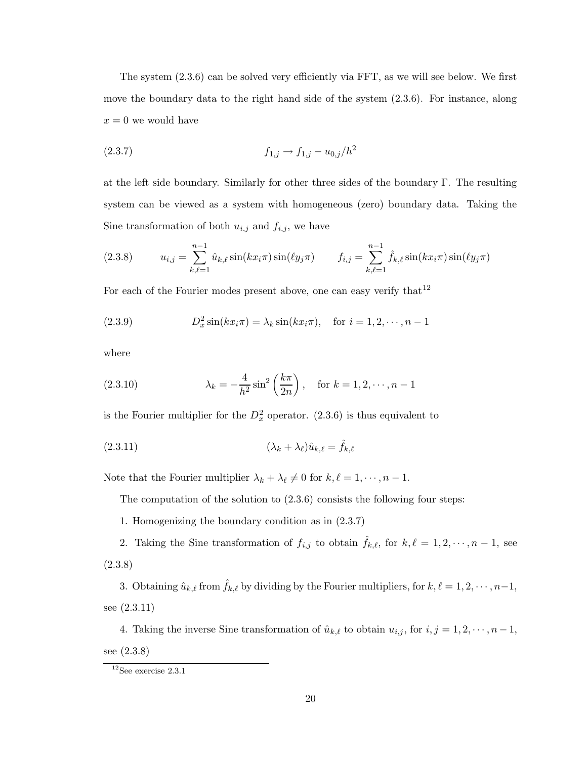The system (2.3.6) can be solved very efficiently via FFT, as we will see below. We first move the boundary data to the right hand side of the system (2.3.6). For instance, along $x = 0$ we would have

$$f_{1,j} \to f_{1,j} - u_{0,j}/h^2 \tag{2.3.7}$$

at the left side boundary. Similarly for other three sides of the boundary $\Gamma$. The resulting system can be viewed as a system with homogeneous (zero) boundary data. Taking the Sine transformation of both $u_{i,j}$ and $f_{i,j}$, we have

$$u_{i,j} = \sum_{k,\ell=1}^{n-1} \hat{u}_{k,\ell} \sin(kx_i\pi)\sin(\ell y_j\pi) \qquad f_{i,j} = \sum_{k,\ell=1}^{n-1} \hat{f}_{k,\ell} \sin(kx_i\pi)\sin(\ell y_j\pi) \tag{2.3.8}$$

For each of the Fourier modes present above, one can easy verify that[12]

$$D_x^2 \sin(kx_i\pi) = \lambda_k \sin(kx_i\pi), \quad \text{for } i = 1, 2, \cdots, n-1 \tag{2.3.9}$$

where

$$\lambda_k = -\frac{4}{h^2}\sin^2\left(\frac{k\pi}{2n}\right), \quad \text{for } k = 1, 2, \cdots, n-1 \tag{2.3.10}$$

is the Fourier multiplier for the $D_x^2$ operator. (2.3.6) is thus equivalent to

$$(\lambda_k + \lambda_\ell)\hat{u}_{k,\ell} = \hat{f}_{k,\ell} \tag{2.3.11}$$

Note that the Fourier multiplier $\lambda_k + \lambda_\ell \neq 0$ for $k, \ell = 1, \cdots, n-1$.

The computation of the solution to (2.3.6) consists the following four steps:

1. Homogenizing the boundary condition as in (2.3.7)

2. Taking the Sine transformation of $f_{i,j}$ to obtain $\hat{f}_{k,\ell}$, for $k, \ell = 1, 2, \cdots, n-1$, see (2.3.8)

3. Obtaining $\hat{u}_{k,\ell}$ from $\hat{f}_{k,\ell}$ by dividing by the Fourier multipliers, for $k, \ell = 1, 2, \cdots, n-1$, see (2.3.11)

4. Taking the inverse Sine transformation of $\hat{u}_{k,\ell}$ to obtain $u_{i,j}$, for $i, j = 1, 2, \cdots, n-1$, see (2.3.8)

---

[12] See exercise 2.3.1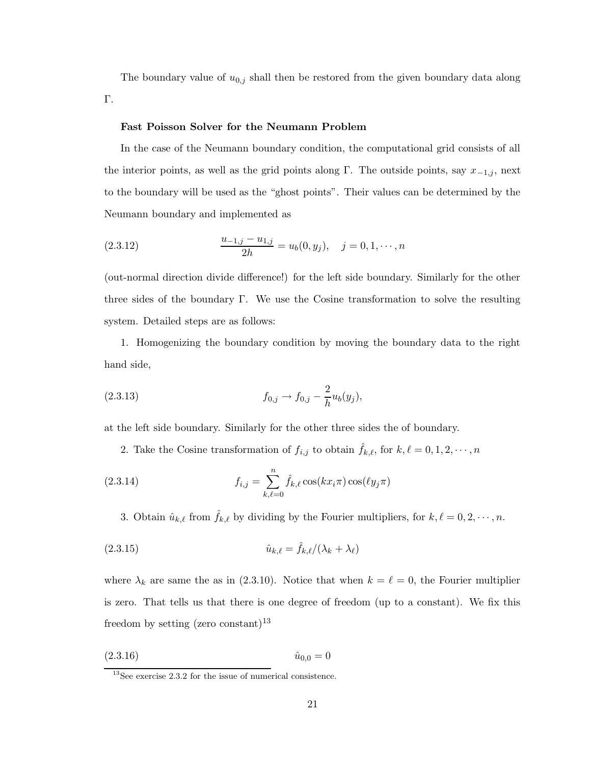The boundary value of $u_{0,j}$ shall then be restored from the given boundary data along $\Gamma$.

**Fast Poisson Solver for the Neumann Problem**

In the case of the Neumann boundary condition, the computational grid consists of all the interior points, as well as the grid points along $\Gamma$. The outside points, say $x_{-1,j}$, next to the boundary will be used as the "ghost points". Their values can be determined by the Neumann boundary and implemented as

$$\frac{u_{-1,j} - u_{1,j}}{2h} = u_b(0, y_j), \quad j = 0, 1, \cdots, n \tag{2.3.12}$$

(out-normal direction divide difference!) for the left side boundary. Similarly for the other three sides of the boundary $\Gamma$. We use the Cosine transformation to solve the resulting system. Detailed steps are as follows:

1. Homogenizing the boundary condition by moving the boundary data to the right hand side,

$$f_{0,j} \to f_{0,j} - \frac{2}{h} u_b(y_j), \tag{2.3.13}$$

at the left side boundary. Similarly for the other three sides the of boundary.

2. Take the Cosine transformation of $f_{i,j}$ to obtain $\hat{f}_{k,\ell}$, for $k, \ell = 0, 1, 2, \cdots, n$

$$f_{i,j} = \sum_{k,\ell=0}^{n} \hat{f}_{k,\ell} \cos(k x_i \pi) \cos(\ell y_j \pi) \tag{2.3.14}$$

3. Obtain $\hat{u}_{k,\ell}$ from $\hat{f}_{k,\ell}$ by dividing by the Fourier multipliers, for $k, \ell = 0, 2, \cdots, n$.

$$\hat{u}_{k,\ell} = \hat{f}_{k,\ell} / (\lambda_k + \lambda_\ell) \tag{2.3.15}$$

where $\lambda_k$ are same the as in (2.3.10). Notice that when $k = \ell = 0$, the Fourier multiplier is zero. That tells us that there is one degree of freedom (up to a constant). We fix this freedom by setting (zero constant)[13]

$$\hat{u}_{0,0} = 0 \tag{2.3.16}$$

[13] See exercise 2.3.2 for the issue of numerical consistence.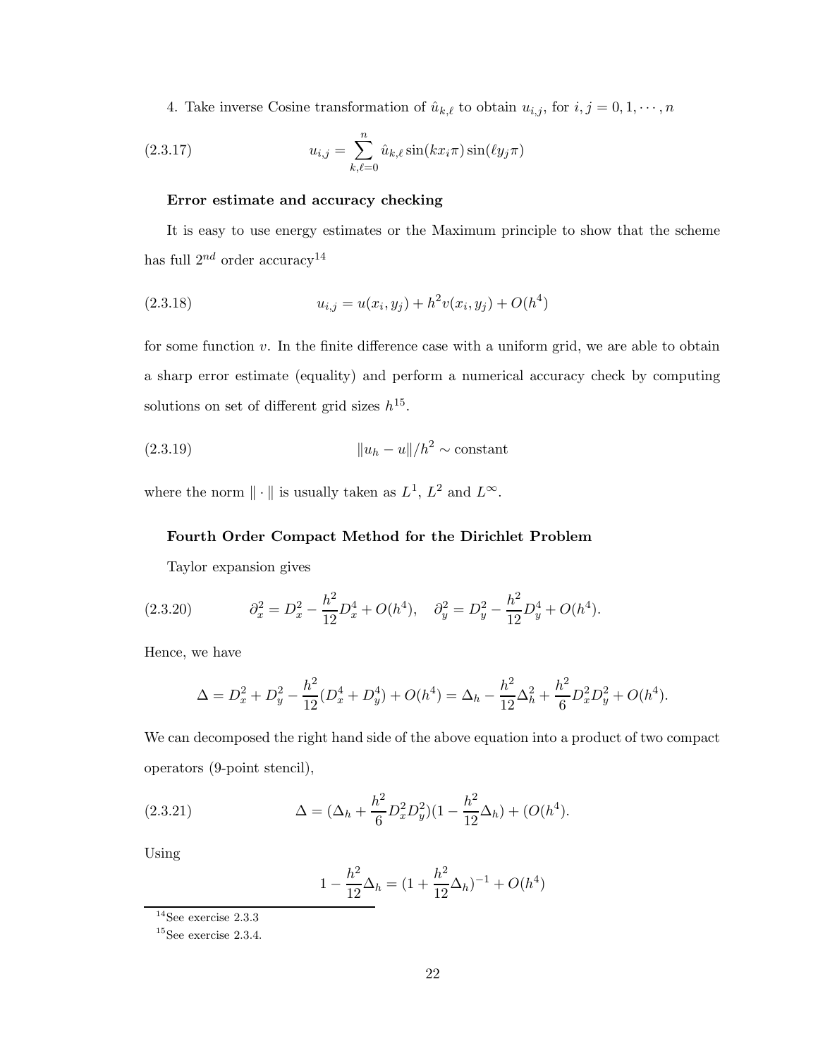4. Take inverse Cosine transformation of $\hat{u}_{k,\ell}$ to obtain $u_{i,j}$, for $i, j = 0, 1, \cdots, n$

$$u_{i,j} = \sum_{k,\ell=0}^{n} \hat{u}_{k,\ell} \sin(k x_i \pi) \sin(\ell y_j \pi) \tag{2.3.17}$$

**Error estimate and accuracy checking**

It is easy to use energy estimates or the Maximum principle to show that the scheme has full $2^{nd}$ order accuracy[14]

$$u_{i,j} = u(x_i, y_j) + h^2 v(x_i, y_j) + O(h^4) \tag{2.3.18}$$

for some function $v$. In the finite difference case with a uniform grid, we are able to obtain a sharp error estimate (equality) and perform a numerical accuracy check by computing solutions on set of different grid sizes $h$[15].

$$\|u_h - u\|/h^2 \sim \text{constant} \tag{2.3.19}$$

where the norm $\|\cdot\|$ is usually taken as $L^1$, $L^2$ and $L^\infty$.

**Fourth Order Compact Method for the Dirichlet Problem**

Taylor expansion gives

$$\partial_x^2 = D_x^2 - \frac{h^2}{12} D_x^4 + O(h^4), \quad \partial_y^2 = D_y^2 - \frac{h^2}{12} D_y^4 + O(h^4). \tag{2.3.20}$$

Hence, we have

$$\Delta = D_x^2 + D_y^2 - \frac{h^2}{12}(D_x^4 + D_y^4) + O(h^4) = \Delta_h - \frac{h^2}{12}\Delta_h^2 + \frac{h^2}{6} D_x^2 D_y^2 + O(h^4).$$

We can decomposed the right hand side of the above equation into a product of two compact operators (9-point stencil),

$$\Delta = (\Delta_h + \frac{h^2}{6} D_x^2 D_y^2)(1 - \frac{h^2}{12}\Delta_h) + (O(h^4). \tag{2.3.21}$$

Using

$$1 - \frac{h^2}{12}\Delta_h = (1 + \frac{h^2}{12}\Delta_h)^{-1} + O(h^4)$$

---

[14] See exercise 2.3.3

[15] See exercise 2.3.4.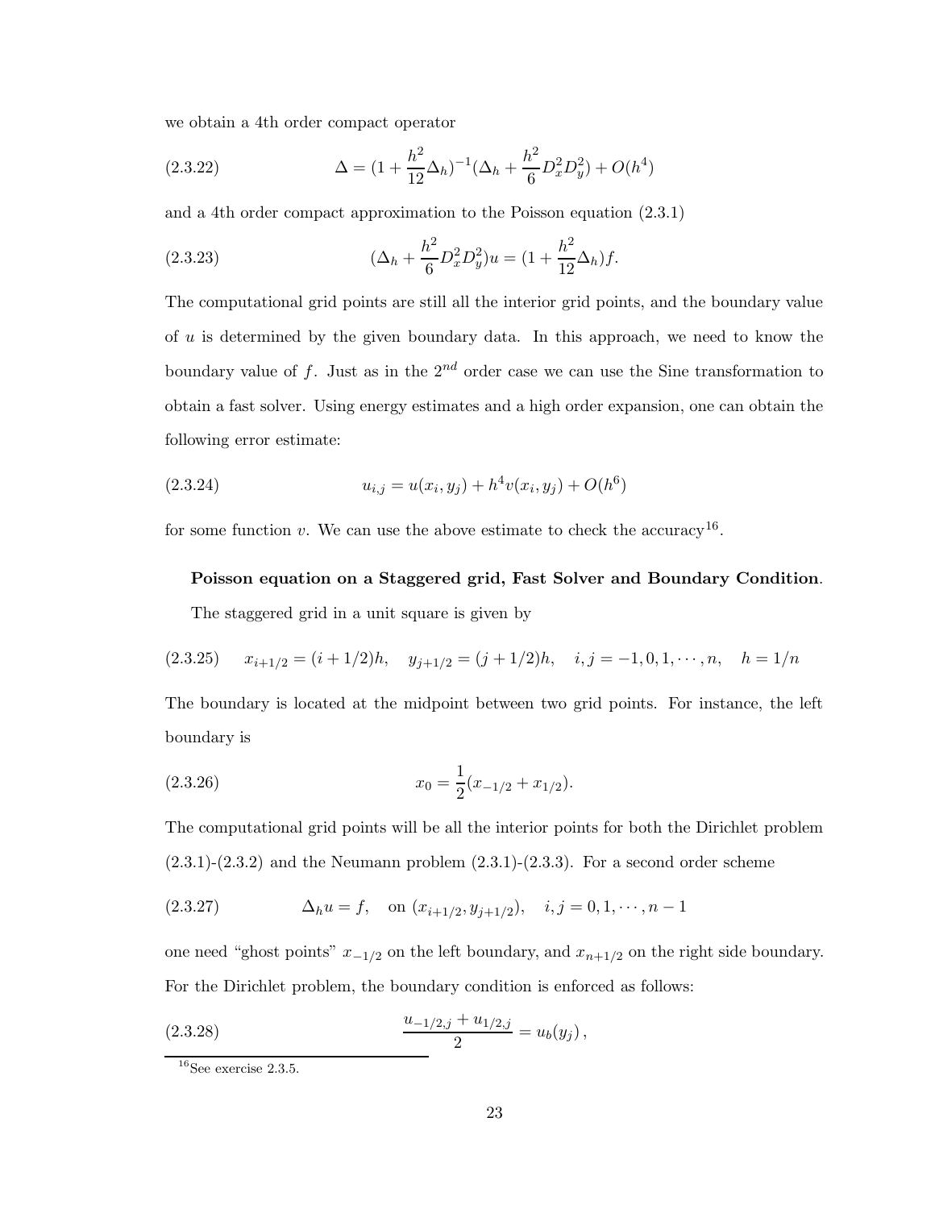we obtain a 4th order compact operator

$$\Delta = (1 + \frac{h^2}{12}\Delta_h)^{-1}(\Delta_h + \frac{h^2}{6}D_x^2 D_y^2) + O(h^4) \tag{2.3.22}$$

and a 4th order compact approximation to the Poisson equation (2.3.1)

$$(\Delta_h + \frac{h^2}{6}D_x^2 D_y^2)u = (1 + \frac{h^2}{12}\Delta_h)f. \tag{2.3.23}$$

The computational grid points are still all the interior grid points, and the boundary value of $u$ is determined by the given boundary data. In this approach, we need to know the boundary value of $f$. Just as in the $2^{nd}$ order case we can use the Sine transformation to obtain a fast solver. Using energy estimates and a high order expansion, one can obtain the following error estimate:

$$u_{i,j} = u(x_i, y_j) + h^4 v(x_i, y_j) + O(h^6) \tag{2.3.24}$$

for some function $v$. We can use the above estimate to check the accuracy[16].

**Poisson equation on a Staggered grid, Fast Solver and Boundary Condition**.

The staggered grid in a unit square is given by

$$x_{i+1/2} = (i + 1/2)h, \quad y_{j+1/2} = (j + 1/2)h, \quad i, j = -1, 0, 1, \cdots, n, \quad h = 1/n \tag{2.3.25}$$

The boundary is located at the midpoint between two grid points. For instance, the left boundary is

$$x_0 = \frac{1}{2}(x_{-1/2} + x_{1/2}). \tag{2.3.26}$$

The computational grid points will be all the interior points for both the Dirichlet problem (2.3.1)-(2.3.2) and the Neumann problem (2.3.1)-(2.3.3). For a second order scheme

$$\Delta_h u = f, \quad \text{on } (x_{i+1/2}, y_{j+1/2}), \quad i, j = 0, 1, \cdots, n-1 \tag{2.3.27}$$

one need "ghost points" $x_{-1/2}$ on the left boundary, and $x_{n+1/2}$ on the right side boundary. For the Dirichlet problem, the boundary condition is enforced as follows:

$$\frac{u_{-1/2,j} + u_{1/2,j}}{2} = u_b(y_j), \tag{2.3.28}$$

[16] See exercise 2.3.5.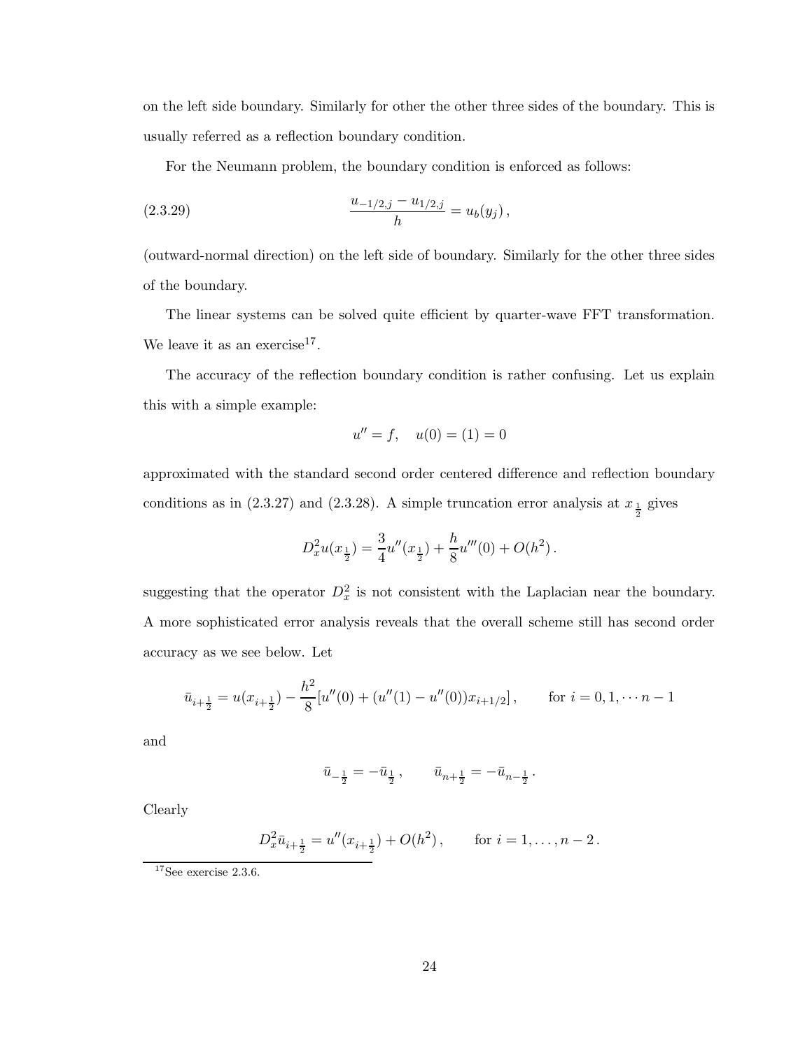on the left side boundary. Similarly for other the other three sides of the boundary. This is usually referred as a reflection boundary condition.

For the Neumann problem, the boundary condition is enforced as follows:

$$\frac{u_{-1/2,j} - u_{1/2,j}}{h} = u_b(y_j)\,, \tag{2.3.29}$$

(outward-normal direction) on the left side of boundary. Similarly for the other three sides of the boundary.

The linear systems can be solved quite efficient by quarter-wave FFT transformation. We leave it as an exercise[17].

The accuracy of the reflection boundary condition is rather confusing. Let us explain this with a simple example:

$$u'' = f, \quad u(0) = (1) = 0$$

approximated with the standard second order centered difference and reflection boundary conditions as in (2.3.27) and (2.3.28). A simple truncation error analysis at $x_{\frac{1}{2}}$ gives

$$D_x^2 u(x_{\frac{1}{2}}) = \frac{3}{4}u''(x_{\frac{1}{2}}) + \frac{h}{8}u'''(0) + O(h^2)\,.$$

suggesting that the operator $D_x^2$ is not consistent with the Laplacian near the boundary. A more sophisticated error analysis reveals that the overall scheme still has second order accuracy as we see below. Let

$$\bar{u}_{i+\frac{1}{2}} = u(x_{i+\frac{1}{2}}) - \frac{h^2}{8}[u''(0) + (u''(1) - u''(0))x_{i+1/2}]\,, \qquad \text{for } i = 0, 1, \cdots n-1$$

and

$$\bar{u}_{-\frac{1}{2}} = -\bar{u}_{\frac{1}{2}}\,, \qquad \bar{u}_{n+\frac{1}{2}} = -\bar{u}_{n-\frac{1}{2}}\,.$$

Clearly

$$D_x^2 \bar{u}_{i+\frac{1}{2}} = u''(x_{i+\frac{1}{2}}) + O(h^2)\,, \qquad \text{for } i = 1, \ldots, n-2\,.$$

[17] See exercise 2.3.6.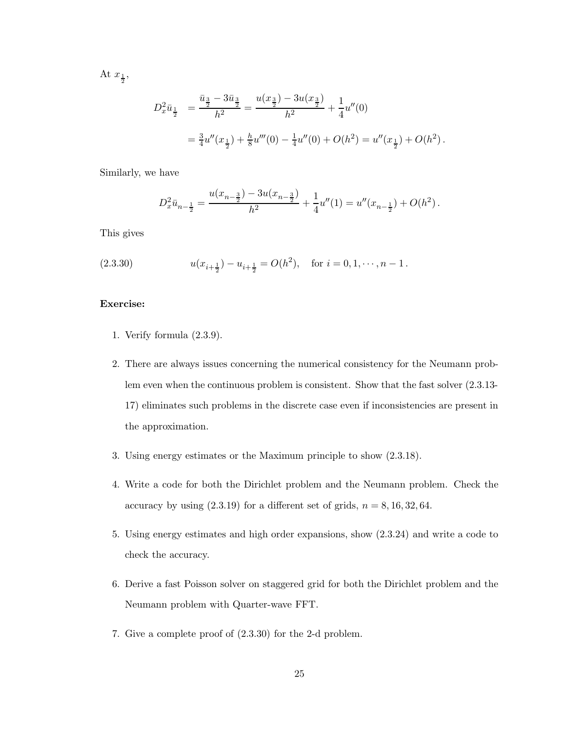At $x_{\frac{1}{2}}$,

$$
\begin{aligned}
D_x^2 \bar{u}_{\frac{1}{2}} &= \frac{\bar{u}_{\frac{3}{2}} - 3\bar{u}_{\frac{3}{2}}}{h^2} = \frac{u(x_{\frac{3}{2}}) - 3u(x_{\frac{3}{2}})}{h^2} + \frac{1}{4}u''(0) \\
&= \tfrac{3}{4}u''(x_{\frac{1}{2}}) + \tfrac{h}{8}u'''(0) - \tfrac{1}{4}u''(0) + O(h^2) = u''(x_{\frac{1}{2}}) + O(h^2)\,.
\end{aligned}
$$

Similarly, we have

$$
D_x^2 \bar{u}_{n-\frac{1}{2}} = \frac{u(x_{n-\frac{3}{2}}) - 3u(x_{n-\frac{3}{2}})}{h^2} + \frac{1}{4}u''(1) = u''(x_{n-\frac{1}{2}}) + O(h^2)\,.
$$

This gives

$$
u(x_{i+\frac{1}{2}}) - u_{i+\frac{1}{2}} = O(h^2), \quad \text{for } i = 0, 1, \cdots, n-1\,. \tag{2.3.30}
$$

**Exercise:**

1. Verify formula (2.3.9).

2. There are always issues concerning the numerical consistency for the Neumann problem even when the continuous problem is consistent. Show that the fast solver (2.3.13-17) eliminates such problems in the discrete case even if inconsistencies are present in the approximation.

3. Using energy estimates or the Maximum principle to show (2.3.18).

4. Write a code for both the Dirichlet problem and the Neumann problem. Check the accuracy by using (2.3.19) for a different set of grids, $n = 8, 16, 32, 64$.

5. Using energy estimates and high order expansions, show (2.3.24) and write a code to check the accuracy.

6. Derive a fast Poisson solver on staggered grid for both the Dirichlet problem and the Neumann problem with Quarter-wave FFT.

7. Give a complete proof of (2.3.30) for the 2-d problem.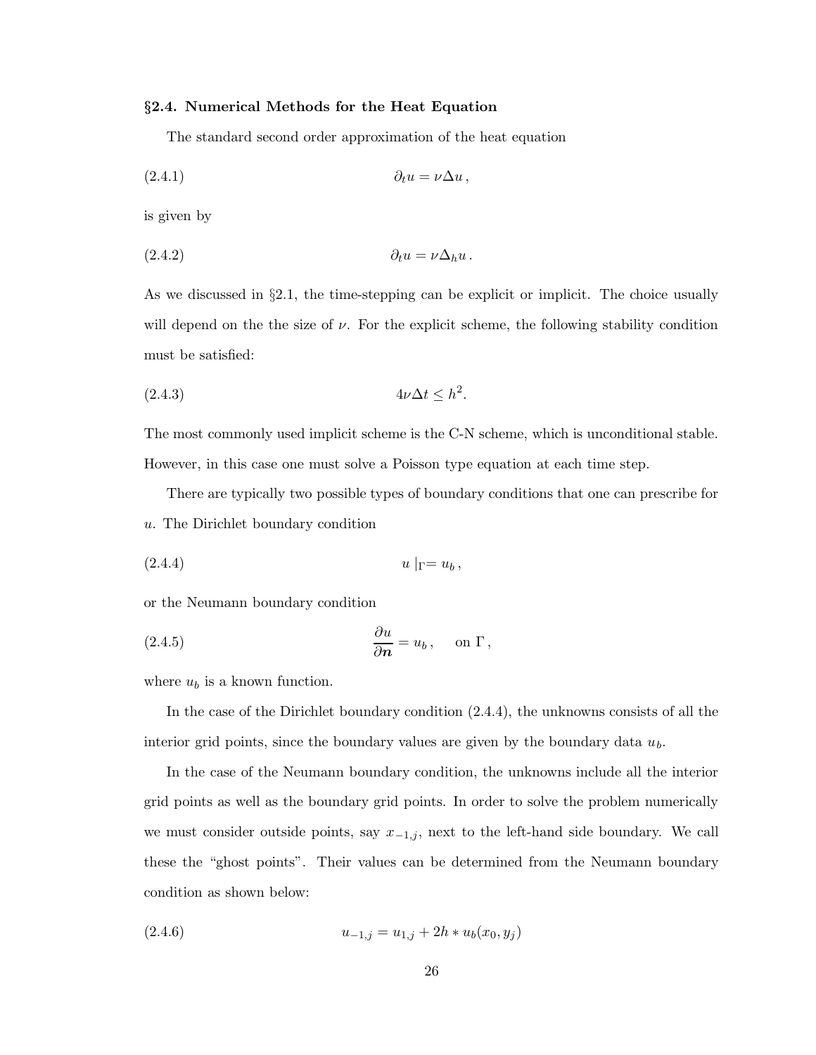### §2.4. Numerical Methods for the Heat Equation

The standard second order approximation of the heat equation

$$\partial_t u = \nu \Delta u \,, \tag{2.4.1}$$

is given by

$$\partial_t u = \nu \Delta_h u \,. \tag{2.4.2}$$

As we discussed in §2.1, the time-stepping can be explicit or implicit. The choice usually will depend on the the size of $\nu$. For the explicit scheme, the following stability condition must be satisfied:

$$4\nu \Delta t \leq h^2. \tag{2.4.3}$$

The most commonly used implicit scheme is the C-N scheme, which is unconditional stable. However, in this case one must solve a Poisson type equation at each time step.

There are typically two possible types of boundary conditions that one can prescribe for $u$. The Dirichlet boundary condition

$$u \mid_\Gamma = u_b \,, \tag{2.4.4}$$

or the Neumann boundary condition

$$\frac{\partial u}{\partial \boldsymbol{n}} = u_b \,, \quad \text{ on } \Gamma \,, \tag{2.4.5}$$

where $u_b$ is a known function.

In the case of the Dirichlet boundary condition (2.4.4), the unknowns consists of all the interior grid points, since the boundary values are given by the boundary data $u_b$.

In the case of the Neumann boundary condition, the unknowns include all the interior grid points as well as the boundary grid points. In order to solve the problem numerically we must consider outside points, say $x_{-1,j}$, next to the left-hand side boundary. We call these the "ghost points". Their values can be determined from the Neumann boundary condition as shown below:

$$u_{-1,j} = u_{1,j} + 2h * u_b(x_0, y_j) \tag{2.4.6}$$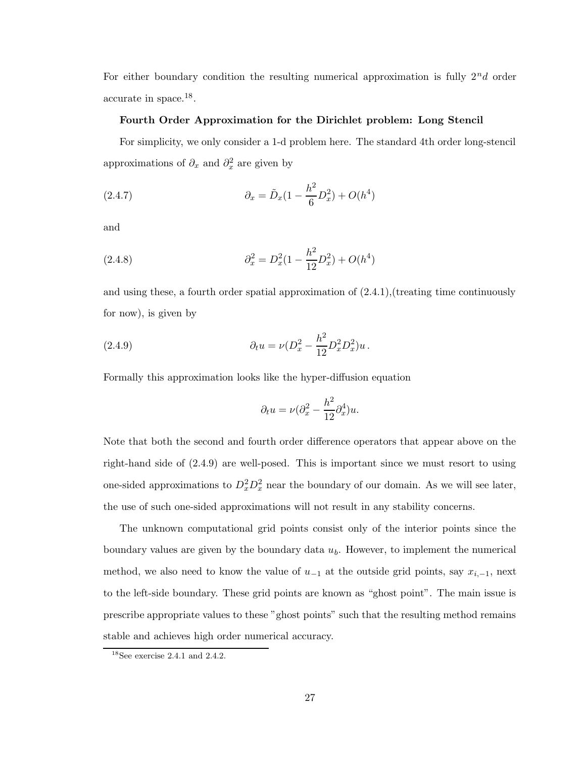For either boundary condition the resulting numerical approximation is fully $2^n d$ order accurate in space.[18].

**Fourth Order Approximation for the Dirichlet problem: Long Stencil**

For simplicity, we only consider a 1-d problem here. The standard 4th order long-stencil approximations of $\partial_x$ and $\partial_x^2$ are given by

$$\partial_x = \tilde{D}_x(1 - \frac{h^2}{6}D_x^2) + O(h^4) \tag{2.4.7}$$

and

$$\partial_x^2 = D_x^2(1 - \frac{h^2}{12}D_x^2) + O(h^4) \tag{2.4.8}$$

and using these, a fourth order spatial approximation of (2.4.1),(treating time continuously for now), is given by

$$\partial_t u = \nu(D_x^2 - \frac{h^2}{12}D_x^2 D_x^2)u\,. \tag{2.4.9}$$

Formally this approximation looks like the hyper-diffusion equation

$$\partial_t u = \nu(\partial_x^2 - \frac{h^2}{12}\partial_x^4)u.$$

Note that both the second and fourth order difference operators that appear above on the right-hand side of (2.4.9) are well-posed. This is important since we must resort to using one-sided approximations to $D_x^2 D_x^2$ near the boundary of our domain. As we will see later, the use of such one-sided approximations will not result in any stability concerns.

The unknown computational grid points consist only of the interior points since the boundary values are given by the boundary data $u_b$. However, to implement the numerical method, we also need to know the value of $u_{-1}$ at the outside grid points, say $x_{i,-1}$, next to the left-side boundary. These grid points are known as "ghost point". The main issue is prescribe appropriate values to these "ghost points" such that the resulting method remains stable and achieves high order numerical accuracy.

[18] See exercise 2.4.1 and 2.4.2.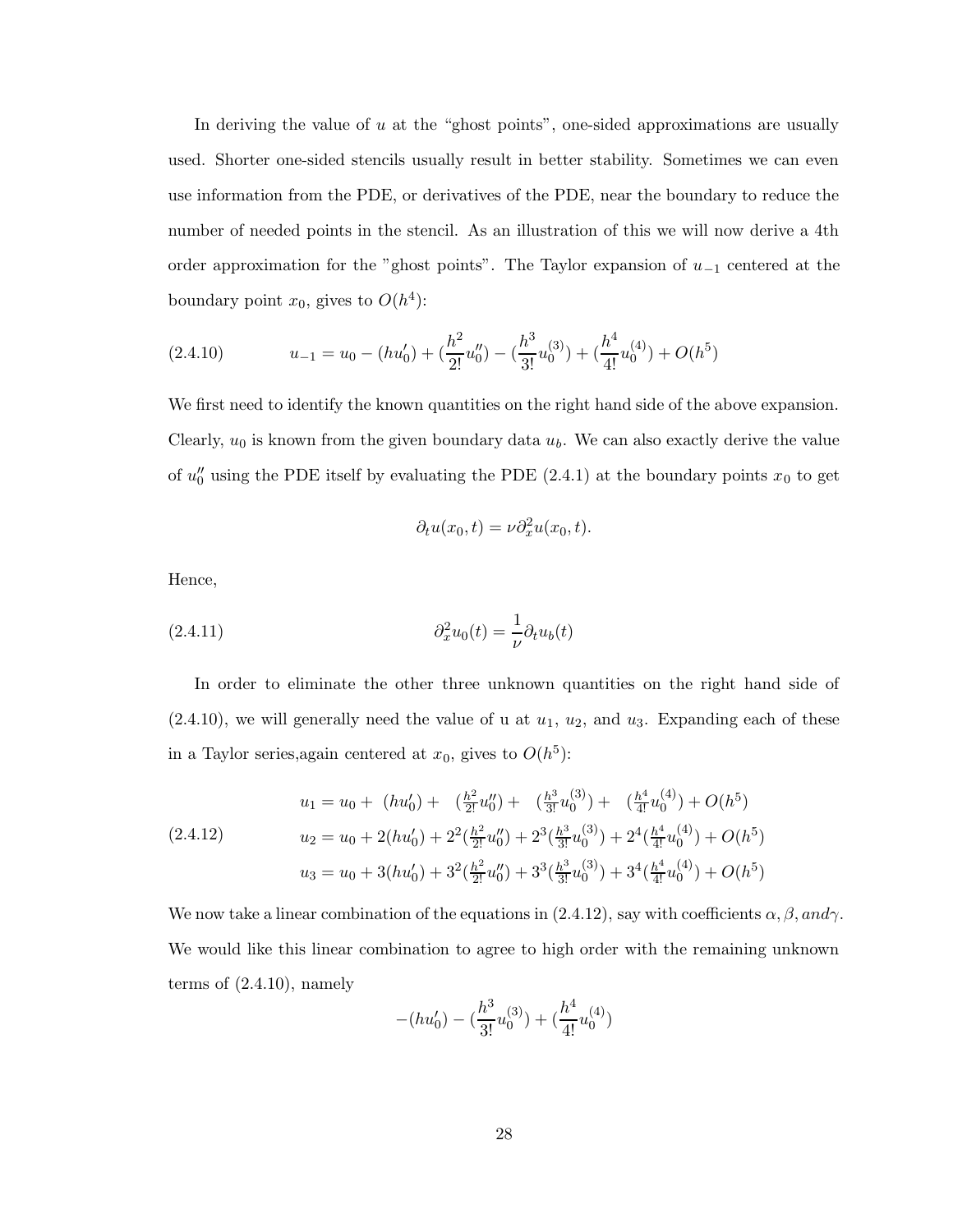In deriving the value of $u$ at the "ghost points", one-sided approximations are usually used. Shorter one-sided stencils usually result in better stability. Sometimes we can even use information from the PDE, or derivatives of the PDE, near the boundary to reduce the number of needed points in the stencil. As an illustration of this we will now derive a 4th order approximation for the "ghost points". The Taylor expansion of $u_{-1}$ centered at the boundary point $x_0$, gives to $O(h^4)$:

$$u_{-1} = u_0 - (hu_0') + (\frac{h^2}{2!}u_0'') - (\frac{h^3}{3!}u_0^{(3)}) + (\frac{h^4}{4!}u_0^{(4)}) + O(h^5) \tag{2.4.10}$$

We first need to identify the known quantities on the right hand side of the above expansion. Clearly, $u_0$ is known from the given boundary data $u_b$. We can also exactly derive the value of $u_0''$ using the PDE itself by evaluating the PDE (2.4.1) at the boundary points $x_0$ to get

$$\partial_t u(x_0, t) = \nu \partial_x^2 u(x_0, t).$$

Hence,

$$\partial_x^2 u_0(t) = \frac{1}{\nu}\partial_t u_b(t) \tag{2.4.11}$$

In order to eliminate the other three unknown quantities on the right hand side of (2.4.10), we will generally need the value of u at $u_1$, $u_2$, and $u_3$. Expanding each of these in a Taylor series,again centered at $x_0$, gives to $O(h^5)$:

$$\begin{aligned}
u_1 &= u_0 + (hu_0') + (\tfrac{h^2}{2!}u_0'') + (\tfrac{h^3}{3!}u_0^{(3)}) + (\tfrac{h^4}{4!}u_0^{(4)}) + O(h^5) \\
u_2 &= u_0 + 2(hu_0') + 2^2(\tfrac{h^2}{2!}u_0'') + 2^3(\tfrac{h^3}{3!}u_0^{(3)}) + 2^4(\tfrac{h^4}{4!}u_0^{(4)}) + O(h^5) \\
u_3 &= u_0 + 3(hu_0') + 3^2(\tfrac{h^2}{2!}u_0'') + 3^3(\tfrac{h^3}{3!}u_0^{(3)}) + 3^4(\tfrac{h^4}{4!}u_0^{(4)}) + O(h^5)
\end{aligned} \tag{2.4.12}$$

We now take a linear combination of the equations in (2.4.12), say with coefficients $\alpha, \beta, and \gamma$. We would like this linear combination to agree to high order with the remaining unknown terms of (2.4.10), namely

$$-(hu_0') - (\frac{h^3}{3!}u_0^{(3)}) + (\frac{h^4}{4!}u_0^{(4)})$$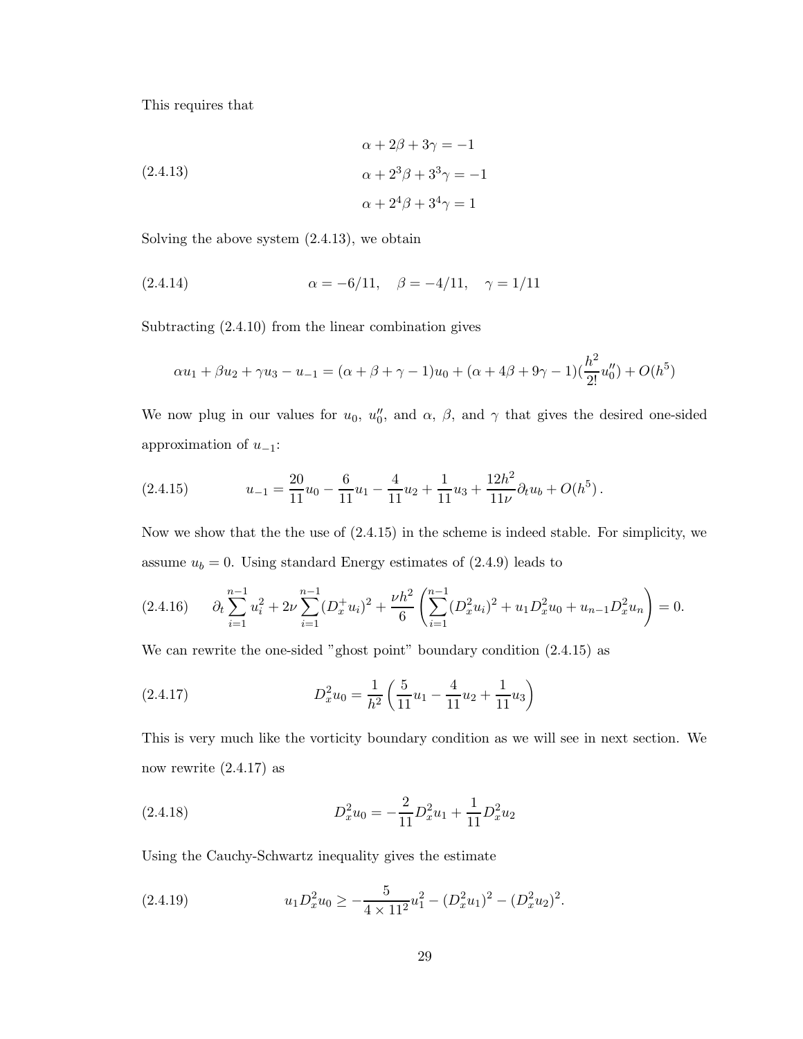This requires that

$$
\begin{aligned}
\alpha + 2\beta + 3\gamma &= -1 \\
\alpha + 2^3\beta + 3^3\gamma &= -1 \\
\alpha + 2^4\beta + 3^4\gamma &= 1
\end{aligned} \tag{2.4.13}
$$

Solving the above system (2.4.13), we obtain

$$
\alpha = -6/11, \quad \beta = -4/11, \quad \gamma = 1/11 \tag{2.4.14}
$$

Subtracting (2.4.10) from the linear combination gives

$$
\alpha u_1 + \beta u_2 + \gamma u_3 - u_{-1} = (\alpha + \beta + \gamma - 1)u_0 + (\alpha + 4\beta + 9\gamma - 1)(\frac{h^2}{2!}u_0'') + O(h^5)
$$

We now plug in our values for $u_0$, $u_0''$, and $\alpha$, $\beta$, and $\gamma$ that gives the desired one-sided approximation of $u_{-1}$:

$$
u_{-1} = \frac{20}{11}u_0 - \frac{6}{11}u_1 - \frac{4}{11}u_2 + \frac{1}{11}u_3 + \frac{12h^2}{11\nu}\partial_t u_b + O(h^5)\,. \tag{2.4.15}
$$

Now we show that the the use of (2.4.15) in the scheme is indeed stable. For simplicity, we assume $u_b = 0$. Using standard Energy estimates of (2.4.9) leads to

$$
\partial_t \sum_{i=1}^{n-1} u_i^2 + 2\nu \sum_{i=1}^{n-1} (D_x^+ u_i)^2 + \frac{\nu h^2}{6}\left(\sum_{i=1}^{n-1}(D_x^2 u_i)^2 + u_1 D_x^2 u_0 + u_{n-1} D_x^2 u_n\right) = 0. \tag{2.4.16}
$$

We can rewrite the one-sided "ghost point" boundary condition (2.4.15) as

$$
D_x^2 u_0 = \frac{1}{h^2}\left(\frac{5}{11}u_1 - \frac{4}{11}u_2 + \frac{1}{11}u_3\right) \tag{2.4.17}
$$

This is very much like the vorticity boundary condition as we will see in next section. We now rewrite (2.4.17) as

$$
D_x^2 u_0 = -\frac{2}{11}D_x^2 u_1 + \frac{1}{11}D_x^2 u_2 \tag{2.4.18}
$$

Using the Cauchy-Schwartz inequality gives the estimate

$$
u_1 D_x^2 u_0 \geq -\frac{5}{4 \times 11^2}u_1^2 - (D_x^2 u_1)^2 - (D_x^2 u_2)^2. \tag{2.4.19}
$$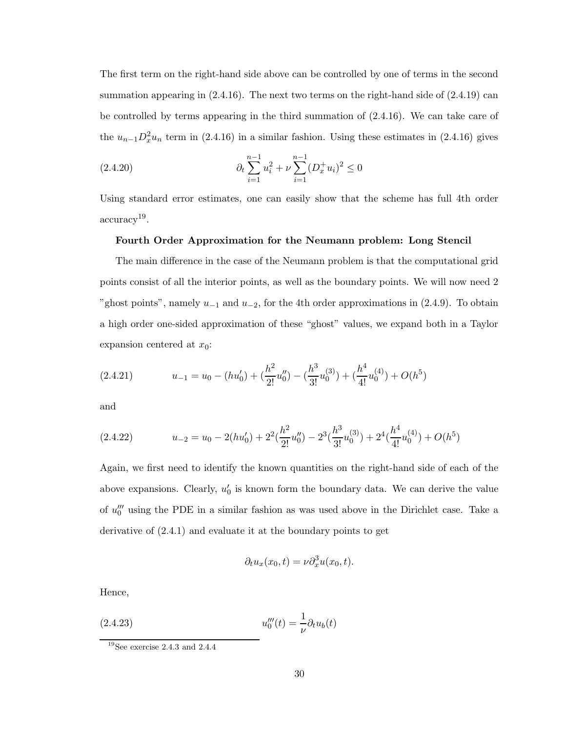The first term on the right-hand side above can be controlled by one of terms in the second summation appearing in (2.4.16). The next two terms on the right-hand side of (2.4.19) can be controlled by terms appearing in the third summation of (2.4.16). We can take care of the $u_{n-1}D_x^2 u_n$ term in (2.4.16) in a similar fashion. Using these estimates in (2.4.16) gives

$$\partial_t \sum_{i=1}^{n-1} u_i^2 + \nu \sum_{i=1}^{n-1} (D_x^+ u_i)^2 \leq 0 \tag{2.4.20}$$

Using standard error estimates, one can easily show that the scheme has full 4th order accuracy[19].

**Fourth Order Approximation for the Neumann problem: Long Stencil**

The main difference in the case of the Neumann problem is that the computational grid points consist of all the interior points, as well as the boundary points. We will now need 2 "ghost points", namely $u_{-1}$ and $u_{-2}$, for the 4th order approximations in (2.4.9). To obtain a high order one-sided approximation of these "ghost" values, we expand both in a Taylor expansion centered at $x_0$:

$$u_{-1} = u_0 - (hu_0') + (\frac{h^2}{2!}u_0'') - (\frac{h^3}{3!}u_0^{(3)}) + (\frac{h^4}{4!}u_0^{(4)}) + O(h^5) \tag{2.4.21}$$

and

$$u_{-2} = u_0 - 2(hu_0') + 2^2(\frac{h^2}{2!}u_0'') - 2^3(\frac{h^3}{3!}u_0^{(3)}) + 2^4(\frac{h^4}{4!}u_0^{(4)}) + O(h^5) \tag{2.4.22}$$

Again, we first need to identify the known quantities on the right-hand side of each of the above expansions. Clearly, $u_0'$ is known form the boundary data. We can derive the value of $u_0'''$ using the PDE in a similar fashion as was used above in the Dirichlet case. Take a derivative of (2.4.1) and evaluate it at the boundary points to get

$$\partial_t u_x(x_0, t) = \nu \partial_x^3 u(x_0, t).$$

Hence,

$$u_0'''(t) = \frac{1}{\nu}\partial_t u_b(t) \tag{2.4.23}$$

[19] See exercise 2.4.3 and 2.4.4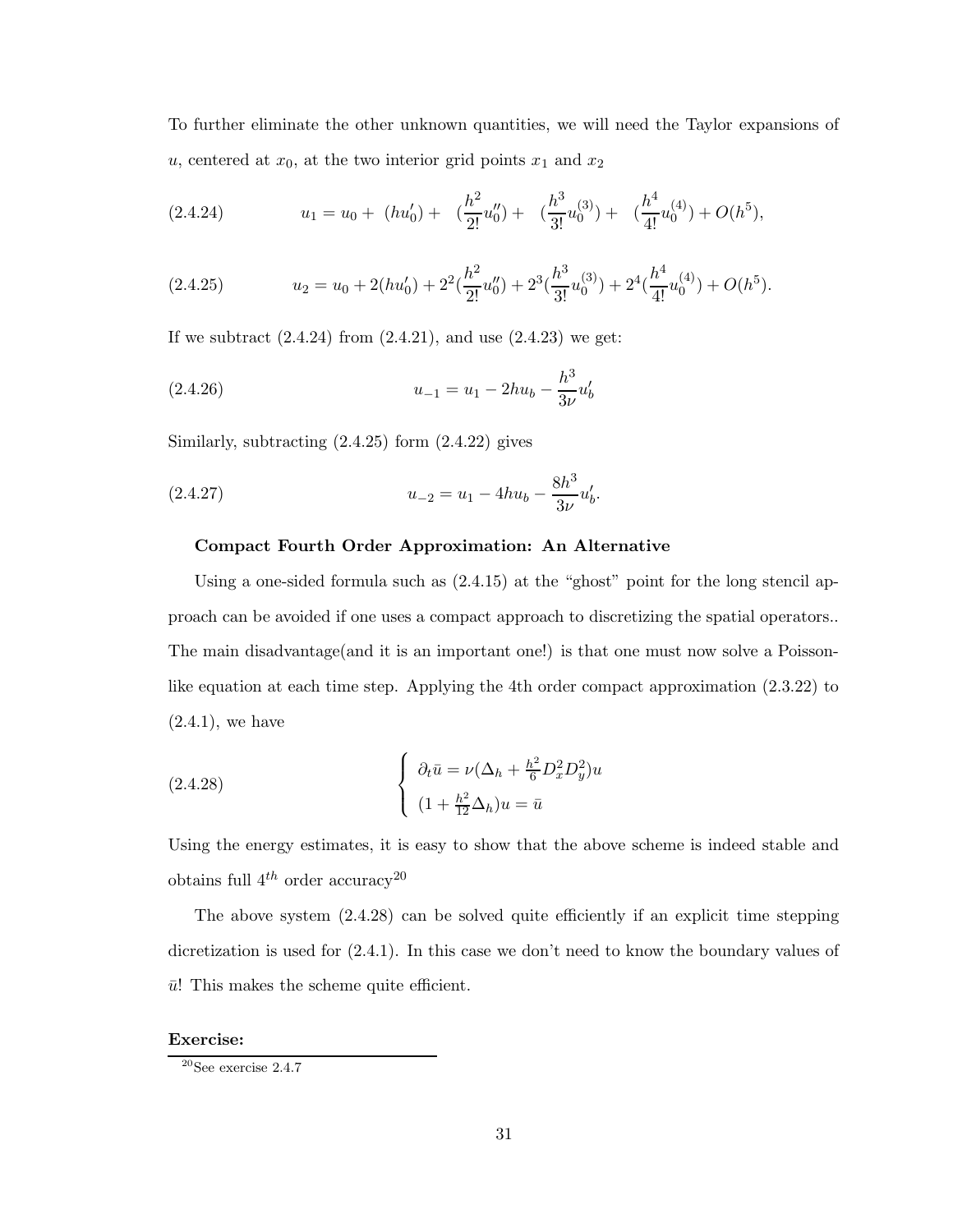To further eliminate the other unknown quantities, we will need the Taylor expansions of $u$, centered at $x_0$, at the two interior grid points $x_1$ and $x_2$

$$u_1 = u_0 + (hu_0') + \left(\frac{h^2}{2!}u_0''\right) + \left(\frac{h^3}{3!}u_0^{(3)}\right) + \left(\frac{h^4}{4!}u_0^{(4)}\right) + O(h^5), \tag{2.4.24}$$

$$u_2 = u_0 + 2(hu_0') + 2^2\left(\frac{h^2}{2!}u_0''\right) + 2^3\left(\frac{h^3}{3!}u_0^{(3)}\right) + 2^4\left(\frac{h^4}{4!}u_0^{(4)}\right) + O(h^5). \tag{2.4.25}$$

If we subtract (2.4.24) from (2.4.21), and use (2.4.23) we get:

$$u_{-1} = u_1 - 2hu_b - \frac{h^3}{3\nu}u_b' \tag{2.4.26}$$

Similarly, subtracting (2.4.25) form (2.4.22) gives

$$u_{-2} = u_1 - 4hu_b - \frac{8h^3}{3\nu}u_b'. \tag{2.4.27}$$

**Compact Fourth Order Approximation: An Alternative**

Using a one-sided formula such as (2.4.15) at the "ghost" point for the long stencil approach can be avoided if one uses a compact approach to discretizing the spatial operators.. The main disadvantage(and it is an important one!) is that one must now solve a Poisson-like equation at each time step. Applying the 4th order compact approximation (2.3.22) to (2.4.1), we have

$$\begin{cases} \partial_t \bar{u} = \nu(\Delta_h + \frac{h^2}{6}D_x^2 D_y^2)u \\ (1 + \frac{h^2}{12}\Delta_h)u = \bar{u} \end{cases} \tag{2.4.28}$$

Using the energy estimates, it is easy to show that the above scheme is indeed stable and obtains full $4^{th}$ order accuracy[20]

The above system (2.4.28) can be solved quite efficiently if an explicit time stepping dicretization is used for (2.4.1). In this case we don't need to know the boundary values of $\bar{u}$! This makes the scheme quite efficient.

**Exercise:**

[20] See exercise 2.4.7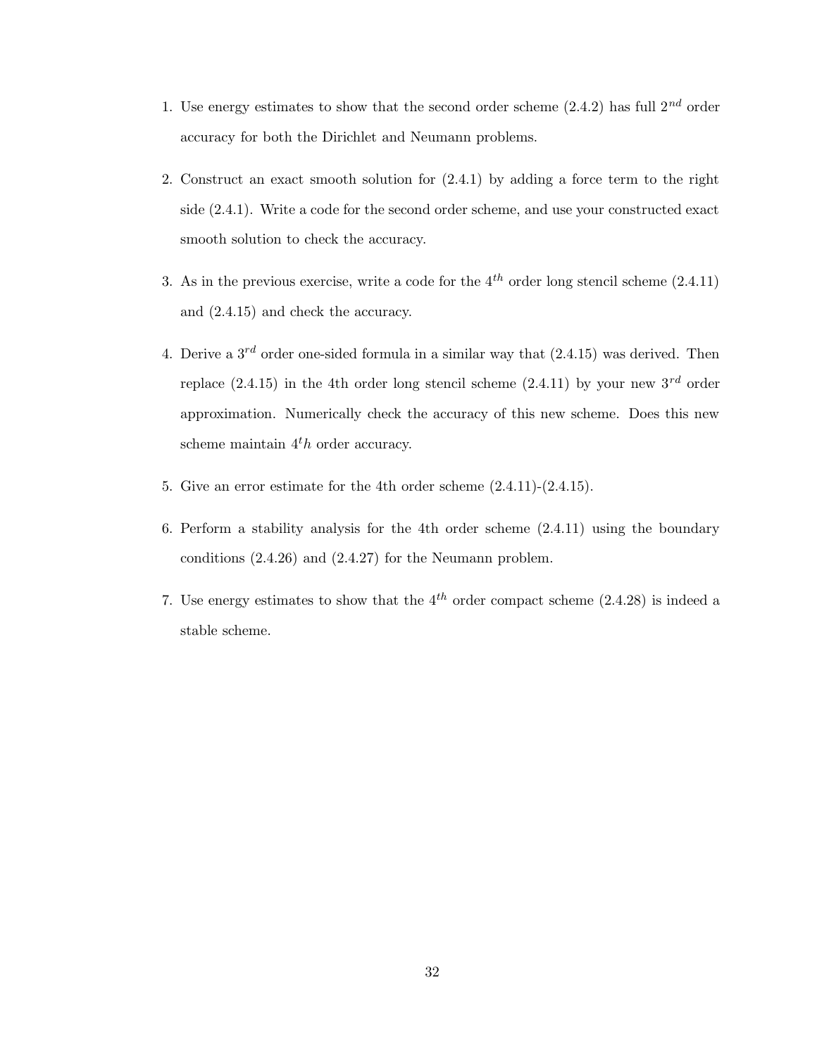1. Use energy estimates to show that the second order scheme (2.4.2) has full $2^{nd}$ order accuracy for both the Dirichlet and Neumann problems.

2. Construct an exact smooth solution for (2.4.1) by adding a force term to the right side (2.4.1). Write a code for the second order scheme, and use your constructed exact smooth solution to check the accuracy.

3. As in the previous exercise, write a code for the $4^{th}$ order long stencil scheme (2.4.11) and (2.4.15) and check the accuracy.

4. Derive a $3^{rd}$ order one-sided formula in a similar way that (2.4.15) was derived. Then replace (2.4.15) in the 4th order long stencil scheme (2.4.11) by your new $3^{rd}$ order approximation. Numerically check the accuracy of this new scheme. Does this new scheme maintain $4^t h$ order accuracy.

5. Give an error estimate for the 4th order scheme (2.4.11)-(2.4.15).

6. Perform a stability analysis for the 4th order scheme (2.4.11) using the boundary conditions (2.4.26) and (2.4.27) for the Neumann problem.

7. Use energy estimates to show that the $4^{th}$ order compact scheme (2.4.28) is indeed a stable scheme.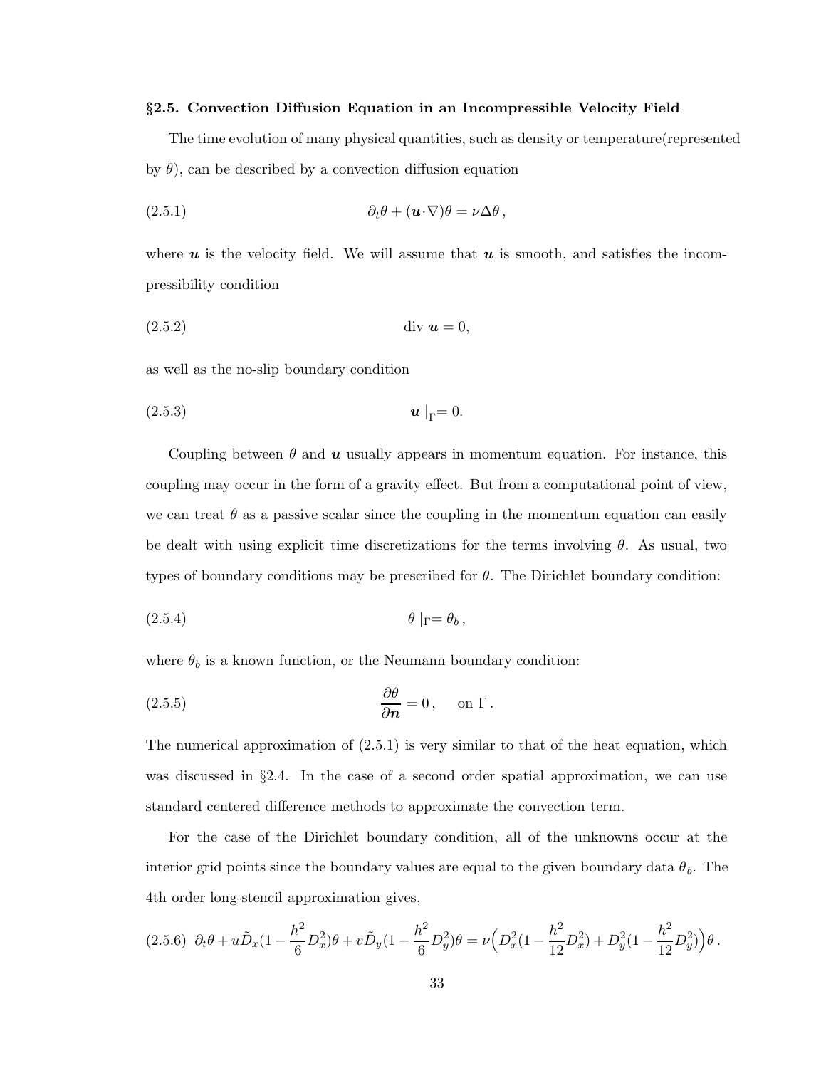## §2.5. Convection Diffusion Equation in an Incompressible Velocity Field

The time evolution of many physical quantities, such as density or temperature(represented by $\theta$), can be described by a convection diffusion equation

$$\partial_t \theta + (\boldsymbol{u} \cdot \nabla)\theta = \nu \Delta \theta \,, \tag{2.5.1}$$

where $\boldsymbol{u}$ is the velocity field. We will assume that $\boldsymbol{u}$ is smooth, and satisfies the incompressibility condition

$$\text{div } \boldsymbol{u} = 0, \tag{2.5.2}$$

as well as the no-slip boundary condition

$$\boldsymbol{u} \mid_{\Gamma} = 0. \tag{2.5.3}$$

Coupling between $\theta$ and $\boldsymbol{u}$ usually appears in momentum equation. For instance, this coupling may occur in the form of a gravity effect. But from a computational point of view, we can treat $\theta$ as a passive scalar since the coupling in the momentum equation can easily be dealt with using explicit time discretizations for the terms involving $\theta$. As usual, two types of boundary conditions may be prescribed for $\theta$. The Dirichlet boundary condition:

$$\theta \mid_{\Gamma} = \theta_b \,, \tag{2.5.4}$$

where $\theta_b$ is a known function, or the Neumann boundary condition:

$$\frac{\partial \theta}{\partial \boldsymbol{n}} = 0 \,, \quad \text{ on } \Gamma \,. \tag{2.5.5}$$

The numerical approximation of (2.5.1) is very similar to that of the heat equation, which was discussed in §2.4. In the case of a second order spatial approximation, we can use standard centered difference methods to approximate the convection term.

For the case of the Dirichlet boundary condition, all of the unknowns occur at the interior grid points since the boundary values are equal to the given boundary data $\theta_b$. The 4th order long-stencil approximation gives,

$$\partial_t \theta + u \tilde{D}_x (1 - \frac{h^2}{6} D_x^2)\theta + v \tilde{D}_y (1 - \frac{h^2}{6} D_y^2)\theta = \nu \Big( D_x^2 (1 - \frac{h^2}{12} D_x^2) + D_y^2 (1 - \frac{h^2}{12} D_y^2) \Big) \theta \,. \tag{2.5.6}$$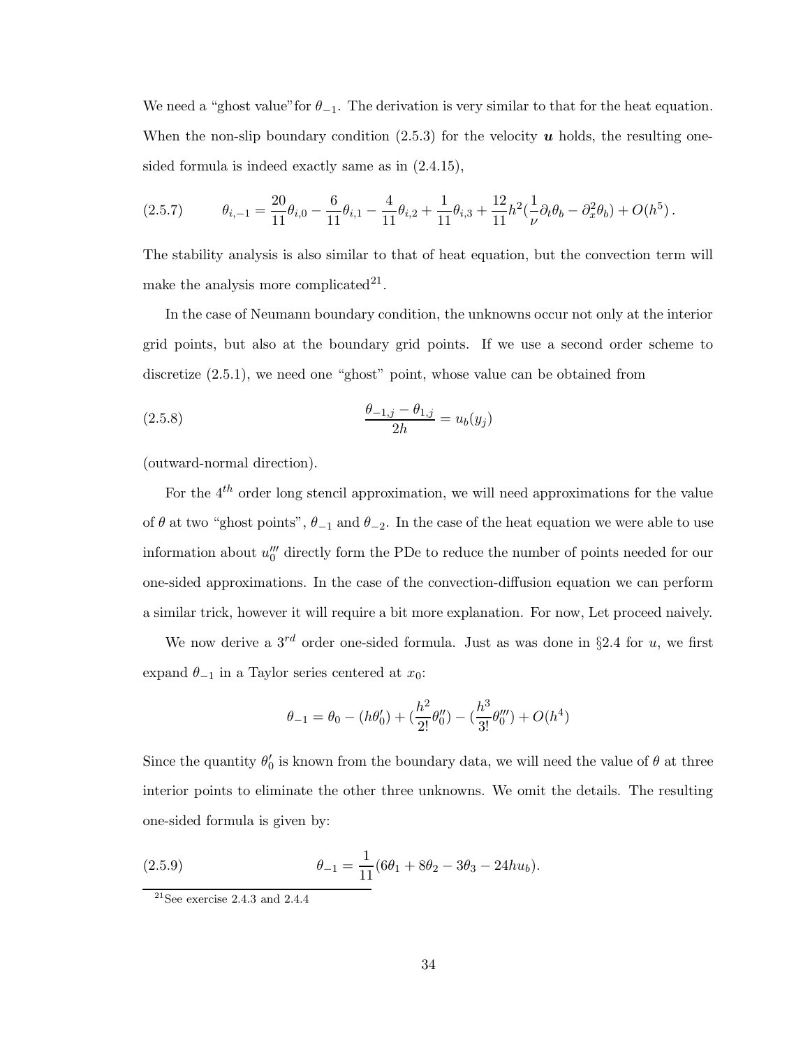We need a "ghost value"for $\theta_{-1}$. The derivation is very similar to that for the heat equation. When the non-slip boundary condition (2.5.3) for the velocity $\boldsymbol{u}$ holds, the resulting one-sided formula is indeed exactly same as in (2.4.15),

$$\theta_{i,-1} = \frac{20}{11}\theta_{i,0} - \frac{6}{11}\theta_{i,1} - \frac{4}{11}\theta_{i,2} + \frac{1}{11}\theta_{i,3} + \frac{12}{11}h^2\left(\frac{1}{\nu}\partial_t\theta_b - \partial_x^2\theta_b\right) + O(h^5)\,. \tag{2.5.7}$$

The stability analysis is also similar to that of heat equation, but the convection term will make the analysis more complicated[21].

In the case of Neumann boundary condition, the unknowns occur not only at the interior grid points, but also at the boundary grid points. If we use a second order scheme to discretize (2.5.1), we need one "ghost" point, whose value can be obtained from

$$\frac{\theta_{-1,j} - \theta_{1,j}}{2h} = u_b(y_j) \tag{2.5.8}$$

(outward-normal direction).

For the $4^{th}$ order long stencil approximation, we will need approximations for the value of $\theta$ at two "ghost points", $\theta_{-1}$ and $\theta_{-2}$. In the case of the heat equation we were able to use information about $u_0'''$ directly form the PDe to reduce the number of points needed for our one-sided approximations. In the case of the convection-diffusion equation we can perform a similar trick, however it will require a bit more explanation. For now, Let proceed naively.

We now derive a $3^{rd}$ order one-sided formula. Just as was done in §2.4 for $u$, we first expand $\theta_{-1}$ in a Taylor series centered at $x_0$:

$$\theta_{-1} = \theta_0 - (h\theta_0') + \left(\frac{h^2}{2!}\theta_0''\right) - \left(\frac{h^3}{3!}\theta_0'''\right) + O(h^4)$$

Since the quantity $\theta_0'$ is known from the boundary data, we will need the value of $\theta$ at three interior points to eliminate the other three unknowns. We omit the details. The resulting one-sided formula is given by:

$$\theta_{-1} = \frac{1}{11}(6\theta_1 + 8\theta_2 - 3\theta_3 - 24hu_b). \tag{2.5.9}$$

[21] See exercise 2.4.3 and 2.4.4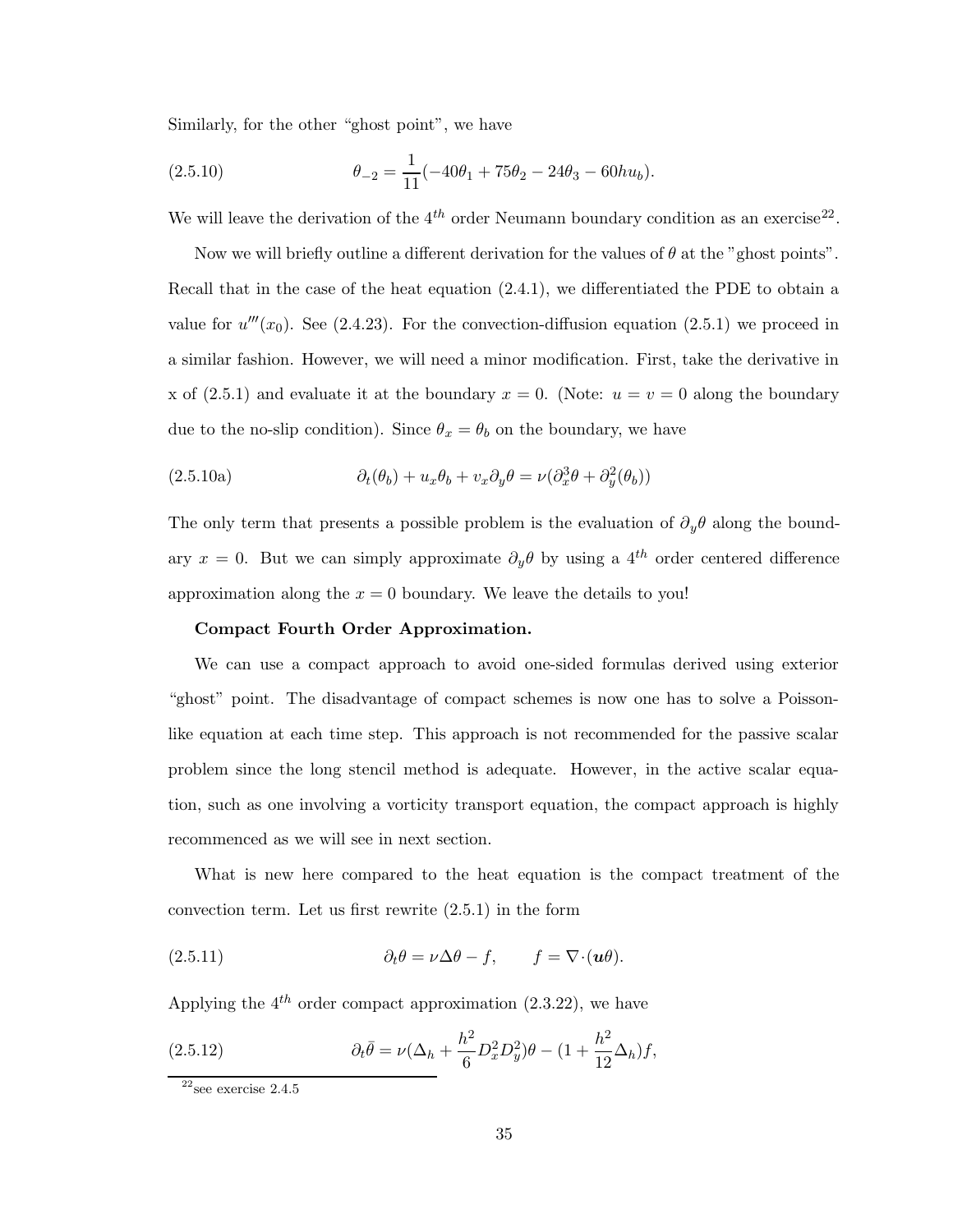Similarly, for the other "ghost point", we have

$$\theta_{-2} = \frac{1}{11}(-40\theta_1 + 75\theta_2 - 24\theta_3 - 60hu_b). \tag{2.5.10}$$

We will leave the derivation of the $4^{th}$ order Neumann boundary condition as an exercise[22].

Now we will briefly outline a different derivation for the values of $\theta$ at the "ghost points". Recall that in the case of the heat equation (2.4.1), we differentiated the PDE to obtain a value for $u'''(x_0)$. See (2.4.23). For the convection-diffusion equation (2.5.1) we proceed in a similar fashion. However, we will need a minor modification. First, take the derivative in x of (2.5.1) and evaluate it at the boundary $x = 0$. (Note: $u = v = 0$ along the boundary due to the no-slip condition). Since $\theta_x = \theta_b$ on the boundary, we have

$$\partial_t(\theta_b) + u_x\theta_b + v_x\partial_y\theta = \nu(\partial_x^3\theta + \partial_y^2(\theta_b)) \tag{2.5.10a}$$

The only term that presents a possible problem is the evaluation of $\partial_y\theta$ along the boundary $x = 0$. But we can simply approximate $\partial_y\theta$ by using a $4^{th}$ order centered difference approximation along the $x = 0$ boundary. We leave the details to you!

**Compact Fourth Order Approximation.**

We can use a compact approach to avoid one-sided formulas derived using exterior "ghost" point. The disadvantage of compact schemes is now one has to solve a Poisson-like equation at each time step. This approach is not recommended for the passive scalar problem since the long stencil method is adequate. However, in the active scalar equation, such as one involving a vorticity transport equation, the compact approach is highly recommenced as we will see in next section.

What is new here compared to the heat equation is the compact treatment of the convection term. Let us first rewrite (2.5.1) in the form

$$\partial_t\theta = \nu\Delta\theta - f, \qquad f = \nabla\cdot(\boldsymbol{u}\theta). \tag{2.5.11}$$

Applying the $4^{th}$ order compact approximation (2.3.22), we have

$$\partial_t\bar{\theta} = \nu(\Delta_h + \frac{h^2}{6}D_x^2D_y^2)\theta - (1 + \frac{h^2}{12}\Delta_h)f, \tag{2.5.12}$$

[22] see exercise 2.4.5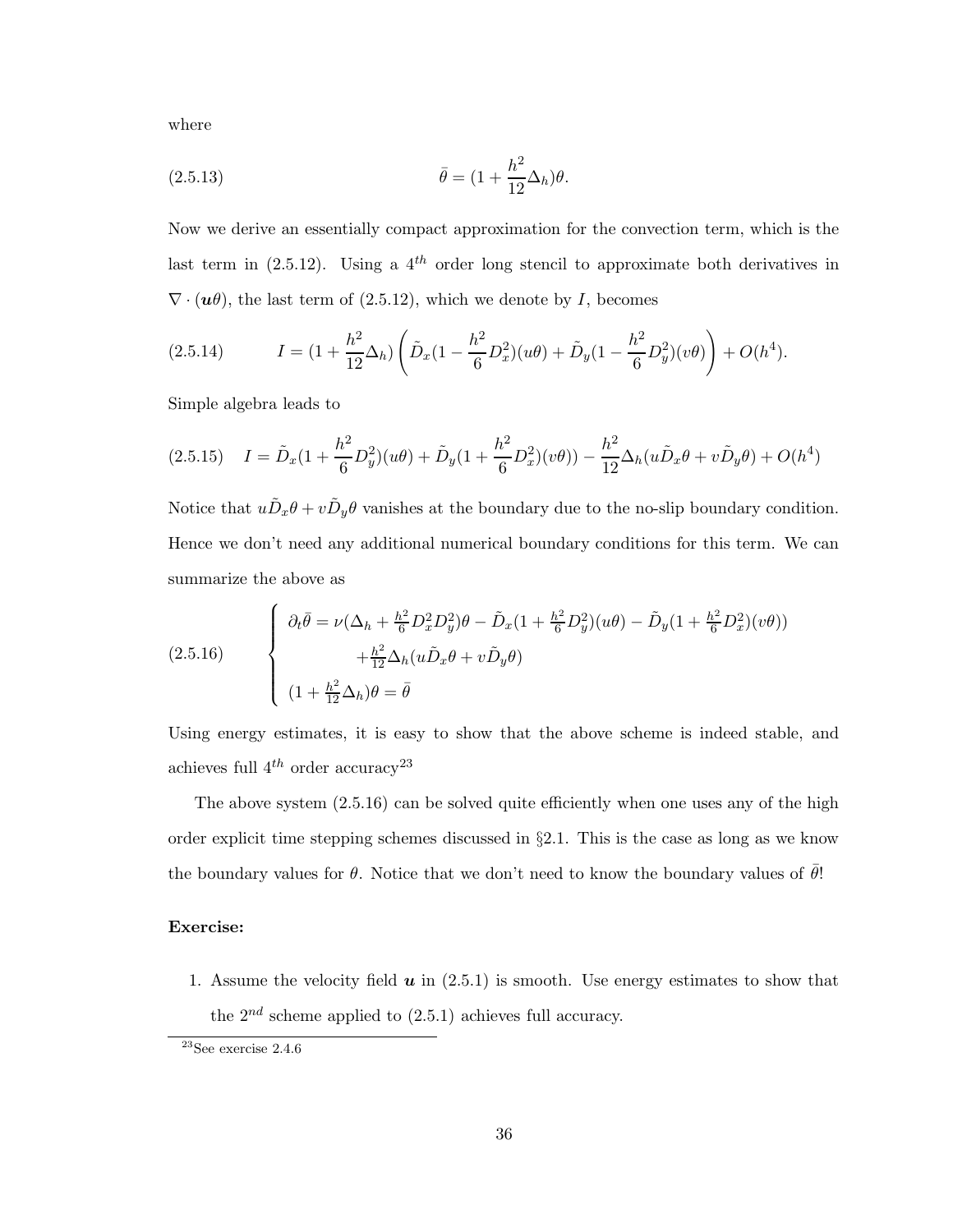where

$$\bar{\theta} = (1 + \frac{h^2}{12}\Delta_h)\theta. \tag{2.5.13}$$

Now we derive an essentially compact approximation for the convection term, which is the last term in (2.5.12). Using a $4^{th}$ order long stencil to approximate both derivatives in $\nabla \cdot (\boldsymbol{u}\theta)$, the last term of (2.5.12), which we denote by $I$, becomes

$$I = (1 + \frac{h^2}{12}\Delta_h)\left(\tilde{D}_x(1 - \frac{h^2}{6}D_x^2)(u\theta) + \tilde{D}_y(1 - \frac{h^2}{6}D_y^2)(v\theta)\right) + O(h^4). \tag{2.5.14}$$

Simple algebra leads to

$$I = \tilde{D}_x(1 + \frac{h^2}{6}D_y^2)(u\theta) + \tilde{D}_y(1 + \frac{h^2}{6}D_x^2)(v\theta)) - \frac{h^2}{12}\Delta_h(u\tilde{D}_x\theta + v\tilde{D}_y\theta) + O(h^4) \tag{2.5.15}$$

Notice that $u\tilde{D}_x\theta + v\tilde{D}_y\theta$ vanishes at the boundary due to the no-slip boundary condition. Hence we don't need any additional numerical boundary conditions for this term. We can summarize the above as

$$\begin{cases} \partial_t\bar{\theta} = \nu(\Delta_h + \frac{h^2}{6}D_x^2D_y^2)\theta - \tilde{D}_x(1 + \frac{h^2}{6}D_y^2)(u\theta) - \tilde{D}_y(1 + \frac{h^2}{6}D_x^2)(v\theta)) \\ \qquad\qquad + \frac{h^2}{12}\Delta_h(u\tilde{D}_x\theta + v\tilde{D}_y\theta) \\ (1 + \frac{h^2}{12}\Delta_h)\theta = \bar{\theta} \end{cases} \tag{2.5.16}$$

Using energy estimates, it is easy to show that the above scheme is indeed stable, and achieves full $4^{th}$ order accuracy[23]

The above system (2.5.16) can be solved quite efficiently when one uses any of the high order explicit time stepping schemes discussed in §2.1. This is the case as long as we know the boundary values for $\theta$. Notice that we don't need to know the boundary values of $\bar{\theta}$!

**Exercise:**

1. Assume the velocity field $\boldsymbol{u}$ in (2.5.1) is smooth. Use energy estimates to show that the $2^{nd}$ scheme applied to (2.5.1) achieves full accuracy.

[23] See exercise 2.4.6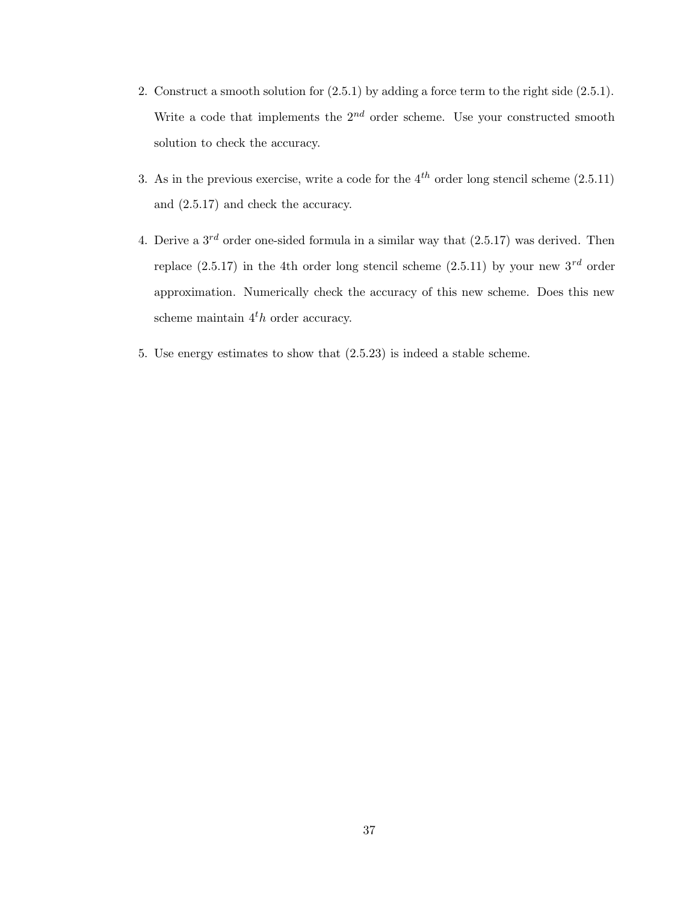2. Construct a smooth solution for (2.5.1) by adding a force term to the right side (2.5.1). Write a code that implements the $2^{nd}$ order scheme. Use your constructed smooth solution to check the accuracy.

3. As in the previous exercise, write a code for the $4^{th}$ order long stencil scheme (2.5.11) and (2.5.17) and check the accuracy.

4. Derive a $3^{rd}$ order one-sided formula in a similar way that (2.5.17) was derived. Then replace (2.5.17) in the 4th order long stencil scheme (2.5.11) by your new $3^{rd}$ order approximation. Numerically check the accuracy of this new scheme. Does this new scheme maintain $4^th$ order accuracy.

5. Use energy estimates to show that (2.5.23) is indeed a stable scheme.